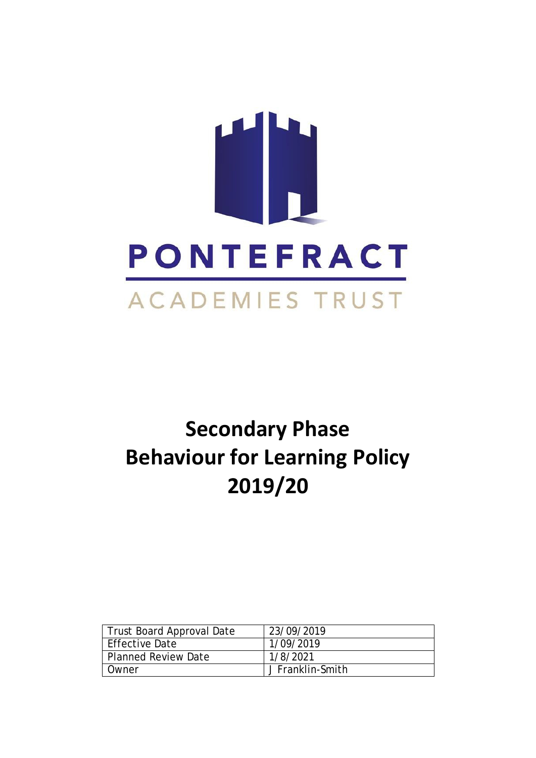PONTEFRACT

ACADEMIES TRUST

# Secondary Phase Behaviour for Learning Policy 2019/20

| Trust Board Approval Date | 23/09/2019 |
|---|---|
| Effective Date | 1/09/2019 |
| Planned Review Date | 1/8/2021 |
| Owner | J Franklin-Smith |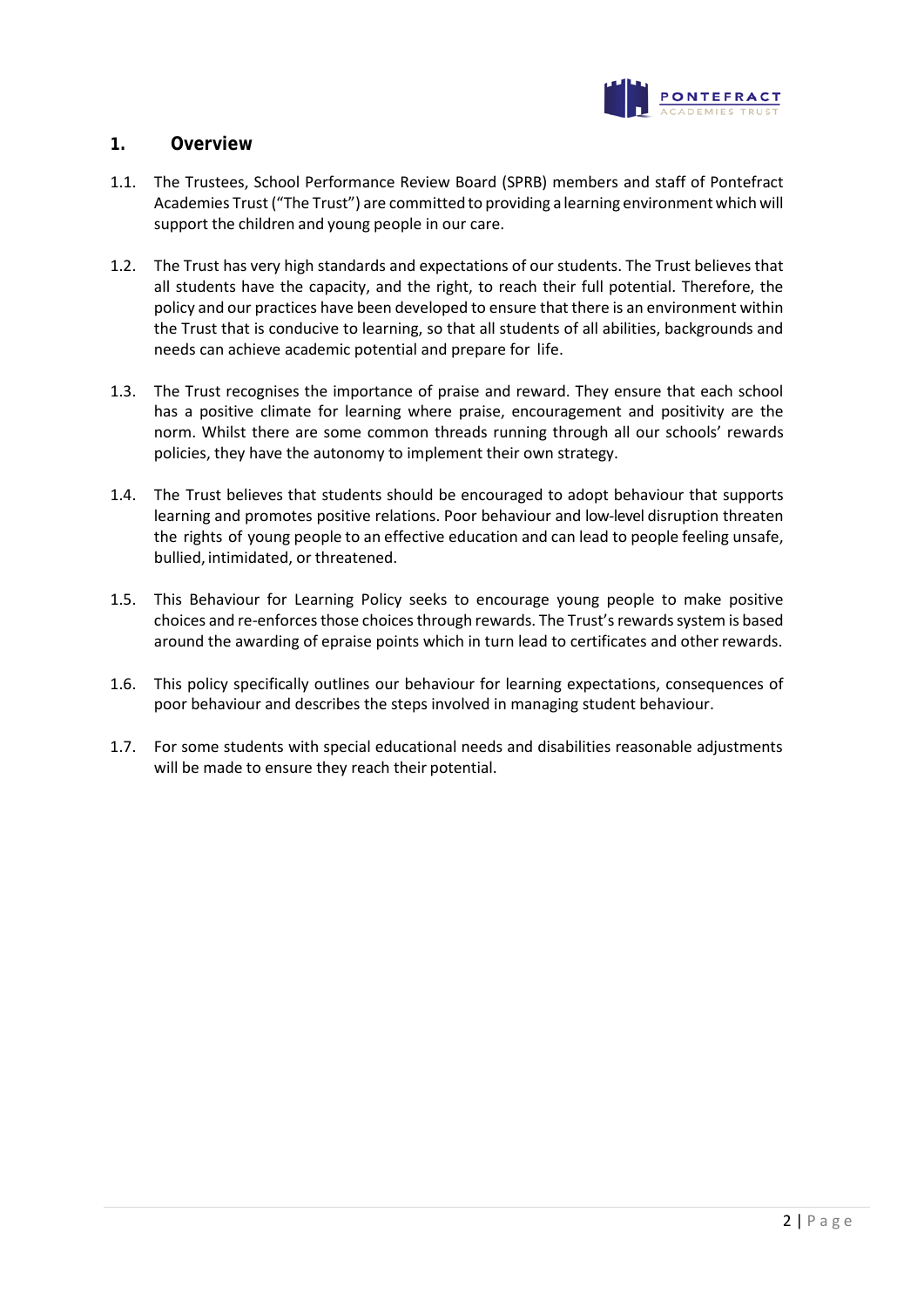## 1. Overview

1.1. The Trustees, School Performance Review Board (SPRB) members and staff of Pontefract Academies Trust ("The Trust") are committed to providing a learning environment which will support the children and young people in our care.

1.2. The Trust has very high standards and expectations of our students. The Trust believes that all students have the capacity, and the right, to reach their full potential. Therefore, the policy and our practices have been developed to ensure that there is an environment within the Trust that is conducive to learning, so that all students of all abilities, backgrounds and needs can achieve academic potential and prepare for life.

1.3. The Trust recognises the importance of praise and reward. They ensure that each school has a positive climate for learning where praise, encouragement and positivity are the norm. Whilst there are some common threads running through all our schools' rewards policies, they have the autonomy to implement their own strategy.

1.4. The Trust believes that students should be encouraged to adopt behaviour that supports learning and promotes positive relations. Poor behaviour and low-level disruption threaten the rights of young people to an effective education and can lead to people feeling unsafe, bullied, intimidated, or threatened.

1.5. This Behaviour for Learning Policy seeks to encourage young people to make positive choices and re-enforces those choices through rewards. The Trust's rewards system is based around the awarding of epraise points which in turn lead to certificates and other rewards.

1.6. This policy specifically outlines our behaviour for learning expectations, consequences of poor behaviour and describes the steps involved in managing student behaviour.

1.7. For some students with special educational needs and disabilities reasonable adjustments will be made to ensure they reach their potential.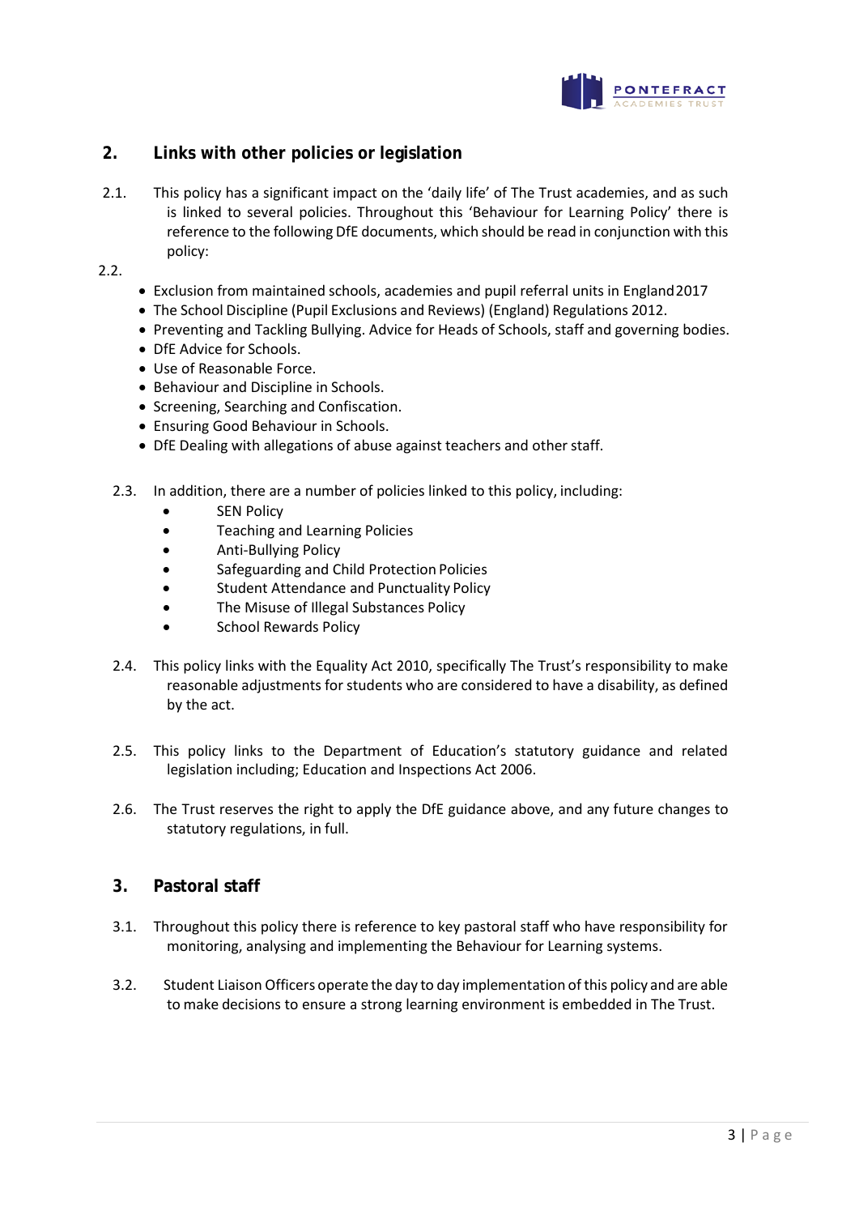## 2. Links with other policies or legislation

2.1. This policy has a significant impact on the 'daily life' of The Trust academies, and as such is linked to several policies. Throughout this 'Behaviour for Learning Policy' there is reference to the following DfE documents, which should be read in conjunction with this policy:

2.2.

- Exclusion from maintained schools, academies and pupil referral units in England 2017
- The School Discipline (Pupil Exclusions and Reviews) (England) Regulations 2012.
- Preventing and Tackling Bullying. Advice for Heads of Schools, staff and governing bodies.
- DfE Advice for Schools.
- Use of Reasonable Force.
- Behaviour and Discipline in Schools.
- Screening, Searching and Confiscation.
- Ensuring Good Behaviour in Schools.
- DfE Dealing with allegations of abuse against teachers and other staff.

2.3. In addition, there are a number of policies linked to this policy, including:

- SEN Policy
- Teaching and Learning Policies
- Anti-Bullying Policy
- Safeguarding and Child Protection Policies
- Student Attendance and Punctuality Policy
- The Misuse of Illegal Substances Policy
- School Rewards Policy

2.4. This policy links with the Equality Act 2010, specifically The Trust's responsibility to make reasonable adjustments for students who are considered to have a disability, as defined by the act.

2.5. This policy links to the Department of Education's statutory guidance and related legislation including; Education and Inspections Act 2006.

2.6. The Trust reserves the right to apply the DfE guidance above, and any future changes to statutory regulations, in full.

## 3. Pastoral staff

3.1. Throughout this policy there is reference to key pastoral staff who have responsibility for monitoring, analysing and implementing the Behaviour for Learning systems.

3.2. Student Liaison Officers operate the day to day implementation of this policy and are able to make decisions to ensure a strong learning environment is embedded in The Trust.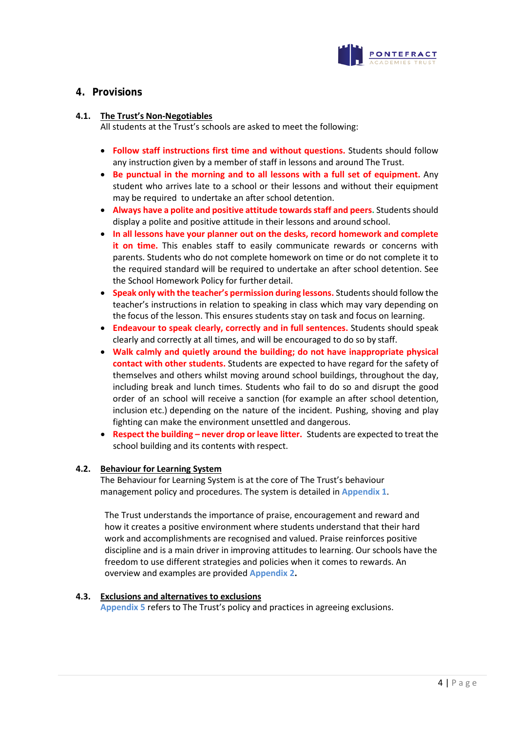## 4. Provisions

### 4.1. The Trust's Non-Negotiables

All students at the Trust's schools are asked to meet the following:

- **Follow staff instructions first time and without questions.** Students should follow any instruction given by a member of staff in lessons and around The Trust.
- **Be punctual in the morning and to all lessons with a full set of equipment.** Any student who arrives late to a school or their lessons and without their equipment may be required to undertake an after school detention.
- **Always have a polite and positive attitude towards staff and peers.** Students should display a polite and positive attitude in their lessons and around school.
- **In all lessons have your planner out on the desks, record homework and complete it on time.** This enables staff to easily communicate rewards or concerns with parents. Students who do not complete homework on time or do not complete it to the required standard will be required to undertake an after school detention. See the School Homework Policy for further detail.
- **Speak only with the teacher's permission during lessons.** Students should follow the teacher's instructions in relation to speaking in class which may vary depending on the focus of the lesson. This ensures students stay on task and focus on learning.
- **Endeavour to speak clearly, correctly and in full sentences.** Students should speak clearly and correctly at all times, and will be encouraged to do so by staff.
- **Walk calmly and quietly around the building; do not have inappropriate physical contact with other students.** Students are expected to have regard for the safety of themselves and others whilst moving around school buildings, throughout the day, including break and lunch times. Students who fail to do so and disrupt the good order of an school will receive a sanction (for example an after school detention, inclusion etc.) depending on the nature of the incident. Pushing, shoving and play fighting can make the environment unsettled and dangerous.
- **Respect the building – never drop or leave litter.** Students are expected to treat the school building and its contents with respect.

### 4.2. Behaviour for Learning System

The Behaviour for Learning System is at the core of The Trust's behaviour management policy and procedures. The system is detailed in Appendix 1.

The Trust understands the importance of praise, encouragement and reward and how it creates a positive environment where students understand that their hard work and accomplishments are recognised and valued. Praise reinforces positive discipline and is a main driver in improving attitudes to learning. Our schools have the freedom to use different strategies and policies when it comes to rewards. An overview and examples are provided Appendix 2.

### 4.3. Exclusions and alternatives to exclusions

Appendix 5 refers to The Trust's policy and practices in agreeing exclusions.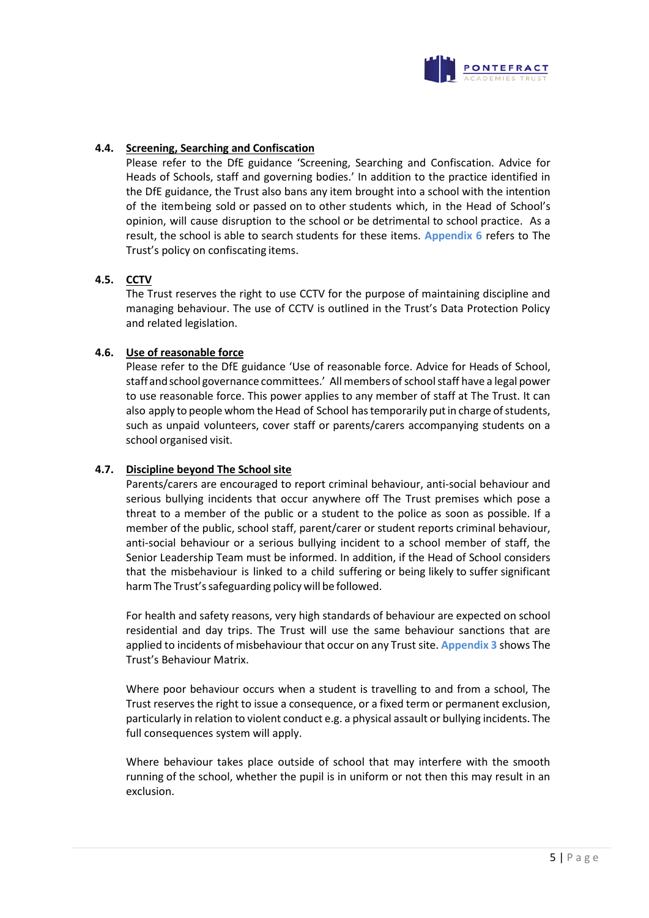### 4.4. Screening, Searching and Confiscation

Please refer to the DfE guidance 'Screening, Searching and Confiscation. Advice for Heads of Schools, staff and governing bodies.' In addition to the practice identified in the DfE guidance, the Trust also bans any item brought into a school with the intention of the itembeing sold or passed on to other students which, in the Head of School's opinion, will cause disruption to the school or be detrimental to school practice. As a result, the school is able to search students for these items. **Appendix 6** refers to The Trust's policy on confiscating items.

### 4.5. CCTV

The Trust reserves the right to use CCTV for the purpose of maintaining discipline and managing behaviour. The use of CCTV is outlined in the Trust's Data Protection Policy and related legislation.

### 4.6. Use of reasonable force

Please refer to the DfE guidance 'Use of reasonable force. Advice for Heads of School, staff and school governance committees.' All members of school staff have a legal power to use reasonable force. This power applies to any member of staff at The Trust. It can also apply to people whom the Head of School has temporarily put in charge of students, such as unpaid volunteers, cover staff or parents/carers accompanying students on a school organised visit.

### 4.7. Discipline beyond The School site

Parents/carers are encouraged to report criminal behaviour, anti-social behaviour and serious bullying incidents that occur anywhere off The Trust premises which pose a threat to a member of the public or a student to the police as soon as possible. If a member of the public, school staff, parent/carer or student reports criminal behaviour, anti-social behaviour or a serious bullying incident to a school member of staff, the Senior Leadership Team must be informed. In addition, if the Head of School considers that the misbehaviour is linked to a child suffering or being likely to suffer significant harm The Trust's safeguarding policy will be followed.

For health and safety reasons, very high standards of behaviour are expected on school residential and day trips. The Trust will use the same behaviour sanctions that are applied to incidents of misbehaviour that occur on any Trust site. **Appendix 3** shows The Trust's Behaviour Matrix.

Where poor behaviour occurs when a student is travelling to and from a school, The Trust reserves the right to issue a consequence, or a fixed term or permanent exclusion, particularly in relation to violent conduct e.g. a physical assault or bullying incidents. The full consequences system will apply.

Where behaviour takes place outside of school that may interfere with the smooth running of the school, whether the pupil is in uniform or not then this may result in an exclusion.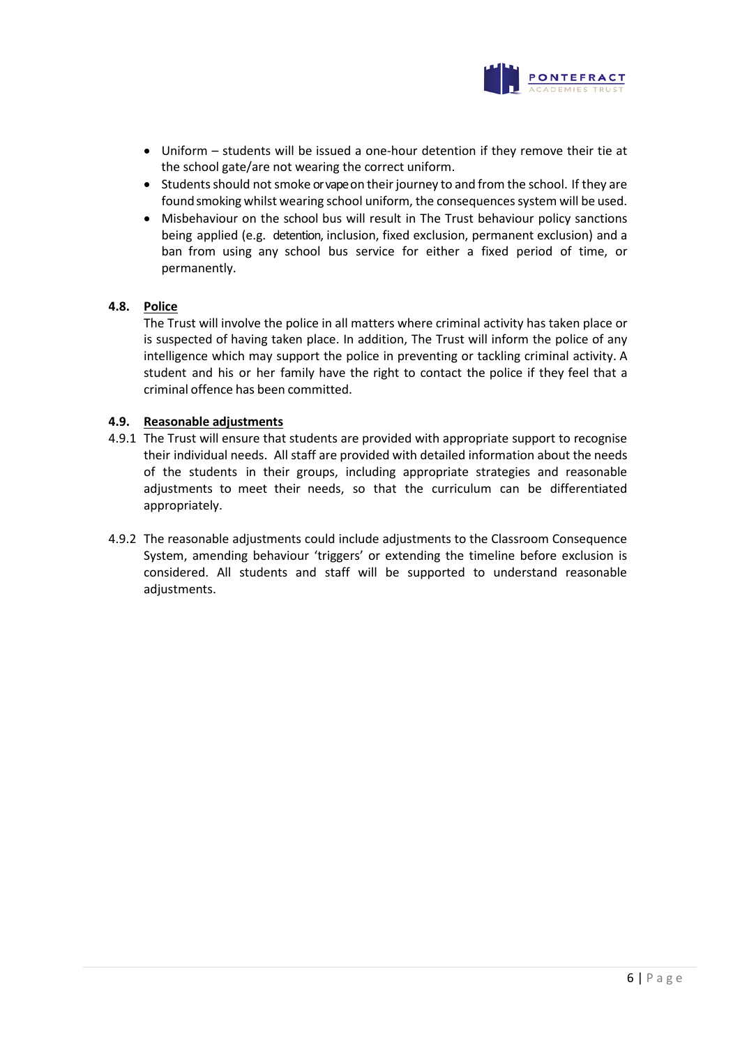- Uniform – students will be issued a one-hour detention if they remove their tie at the school gate/are not wearing the correct uniform.
- Students should not smoke or vape on their journey to and from the school. If they are found smoking whilst wearing school uniform, the consequences system will be used.
- Misbehaviour on the school bus will result in The Trust behaviour policy sanctions being applied (e.g. detention, inclusion, fixed exclusion, permanent exclusion) and a ban from using any school bus service for either a fixed period of time, or permanently.

### 4.8. Police

The Trust will involve the police in all matters where criminal activity has taken place or is suspected of having taken place. In addition, The Trust will inform the police of any intelligence which may support the police in preventing or tackling criminal activity. A student and his or her family have the right to contact the police if they feel that a criminal offence has been committed.

### 4.9. Reasonable adjustments

4.9.1 The Trust will ensure that students are provided with appropriate support to recognise their individual needs. All staff are provided with detailed information about the needs of the students in their groups, including appropriate strategies and reasonable adjustments to meet their needs, so that the curriculum can be differentiated appropriately.

4.9.2 The reasonable adjustments could include adjustments to the Classroom Consequence System, amending behaviour 'triggers' or extending the timeline before exclusion is considered. All students and staff will be supported to understand reasonable adjustments.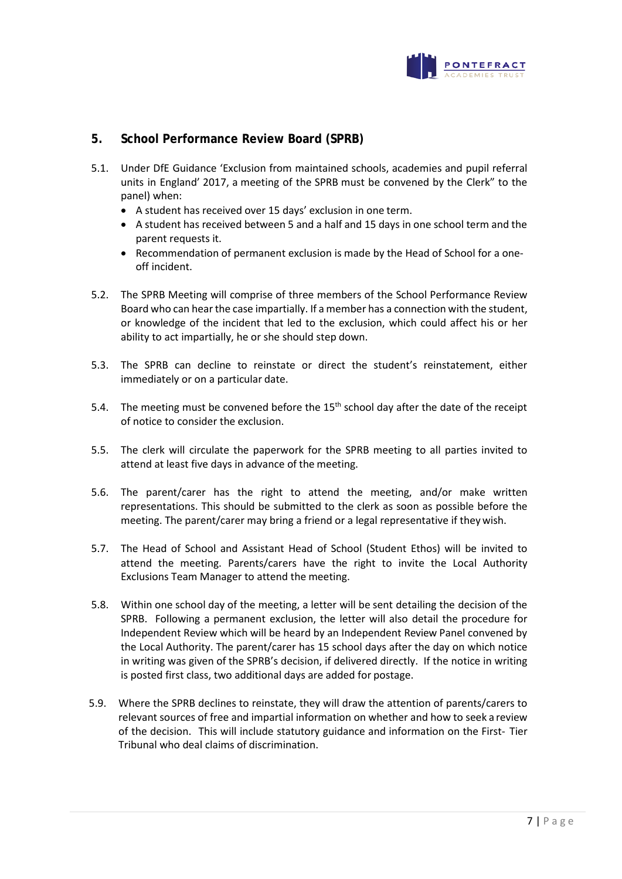## 5. School Performance Review Board (SPRB)

5.1. Under DfE Guidance 'Exclusion from maintained schools, academies and pupil referral units in England' 2017, a meeting of the SPRB must be convened by the Clerk" to the panel) when:

- A student has received over 15 days' exclusion in one term.
- A student has received between 5 and a half and 15 days in one school term and the parent requests it.
- Recommendation of permanent exclusion is made by the Head of School for a one-off incident.

5.2. The SPRB Meeting will comprise of three members of the School Performance Review Board who can hear the case impartially. If a member has a connection with the student, or knowledge of the incident that led to the exclusion, which could affect his or her ability to act impartially, he or she should step down.

5.3. The SPRB can decline to reinstate or direct the student's reinstatement, either immediately or on a particular date.

5.4. The meeting must be convened before the 15th school day after the date of the receipt of notice to consider the exclusion.

5.5. The clerk will circulate the paperwork for the SPRB meeting to all parties invited to attend at least five days in advance of the meeting.

5.6. The parent/carer has the right to attend the meeting, and/or make written representations. This should be submitted to the clerk as soon as possible before the meeting. The parent/carer may bring a friend or a legal representative if they wish.

5.7. The Head of School and Assistant Head of School (Student Ethos) will be invited to attend the meeting. Parents/carers have the right to invite the Local Authority Exclusions Team Manager to attend the meeting.

5.8. Within one school day of the meeting, a letter will be sent detailing the decision of the SPRB. Following a permanent exclusion, the letter will also detail the procedure for Independent Review which will be heard by an Independent Review Panel convened by the Local Authority. The parent/carer has 15 school days after the day on which notice in writing was given of the SPRB's decision, if delivered directly. If the notice in writing is posted first class, two additional days are added for postage.

5.9. Where the SPRB declines to reinstate, they will draw the attention of parents/carers to relevant sources of free and impartial information on whether and how to seek a review of the decision. This will include statutory guidance and information on the First- Tier Tribunal who deal claims of discrimination.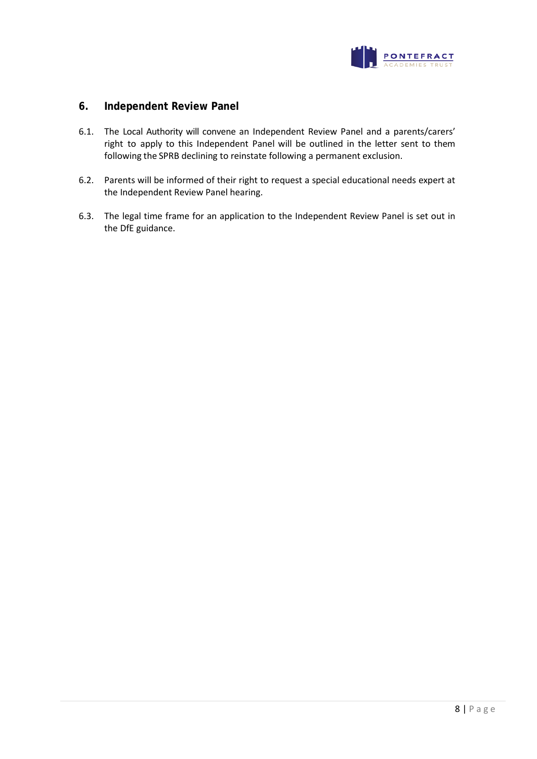## 6. Independent Review Panel

6.1. The Local Authority will convene an Independent Review Panel and a parents/carers' right to apply to this Independent Panel will be outlined in the letter sent to them following the SPRB declining to reinstate following a permanent exclusion.

6.2. Parents will be informed of their right to request a special educational needs expert at the Independent Review Panel hearing.

6.3. The legal time frame for an application to the Independent Review Panel is set out in the DfE guidance.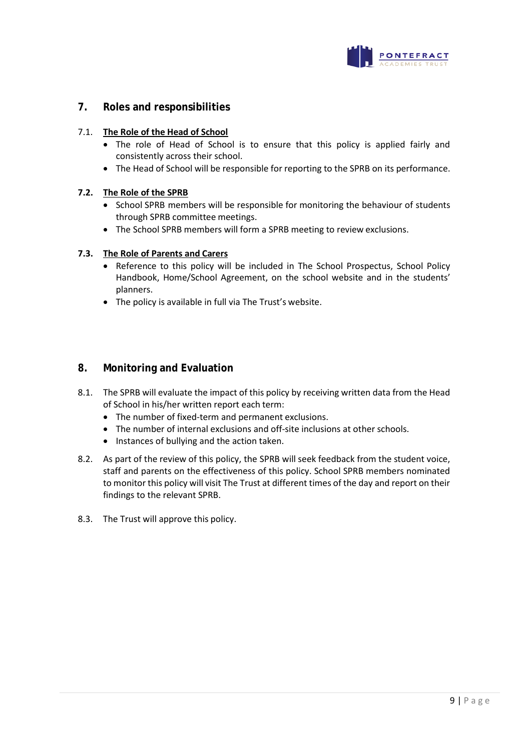## 7. Roles and responsibilities

### 7.1. The Role of the Head of School

- The role of Head of School is to ensure that this policy is applied fairly and consistently across their school.
- The Head of School will be responsible for reporting to the SPRB on its performance.

### 7.2. The Role of the SPRB

- School SPRB members will be responsible for monitoring the behaviour of students through SPRB committee meetings.
- The School SPRB members will form a SPRB meeting to review exclusions.

### 7.3. The Role of Parents and Carers

- Reference to this policy will be included in The School Prospectus, School Policy Handbook, Home/School Agreement, on the school website and in the students' planners.
- The policy is available in full via The Trust's website.

## 8. Monitoring and Evaluation

8.1. The SPRB will evaluate the impact of this policy by receiving written data from the Head of School in his/her written report each term:

- The number of fixed-term and permanent exclusions.
- The number of internal exclusions and off-site inclusions at other schools.
- Instances of bullying and the action taken.

8.2. As part of the review of this policy, the SPRB will seek feedback from the student voice, staff and parents on the effectiveness of this policy. School SPRB members nominated to monitor this policy will visit The Trust at different times of the day and report on their findings to the relevant SPRB.

8.3. The Trust will approve this policy.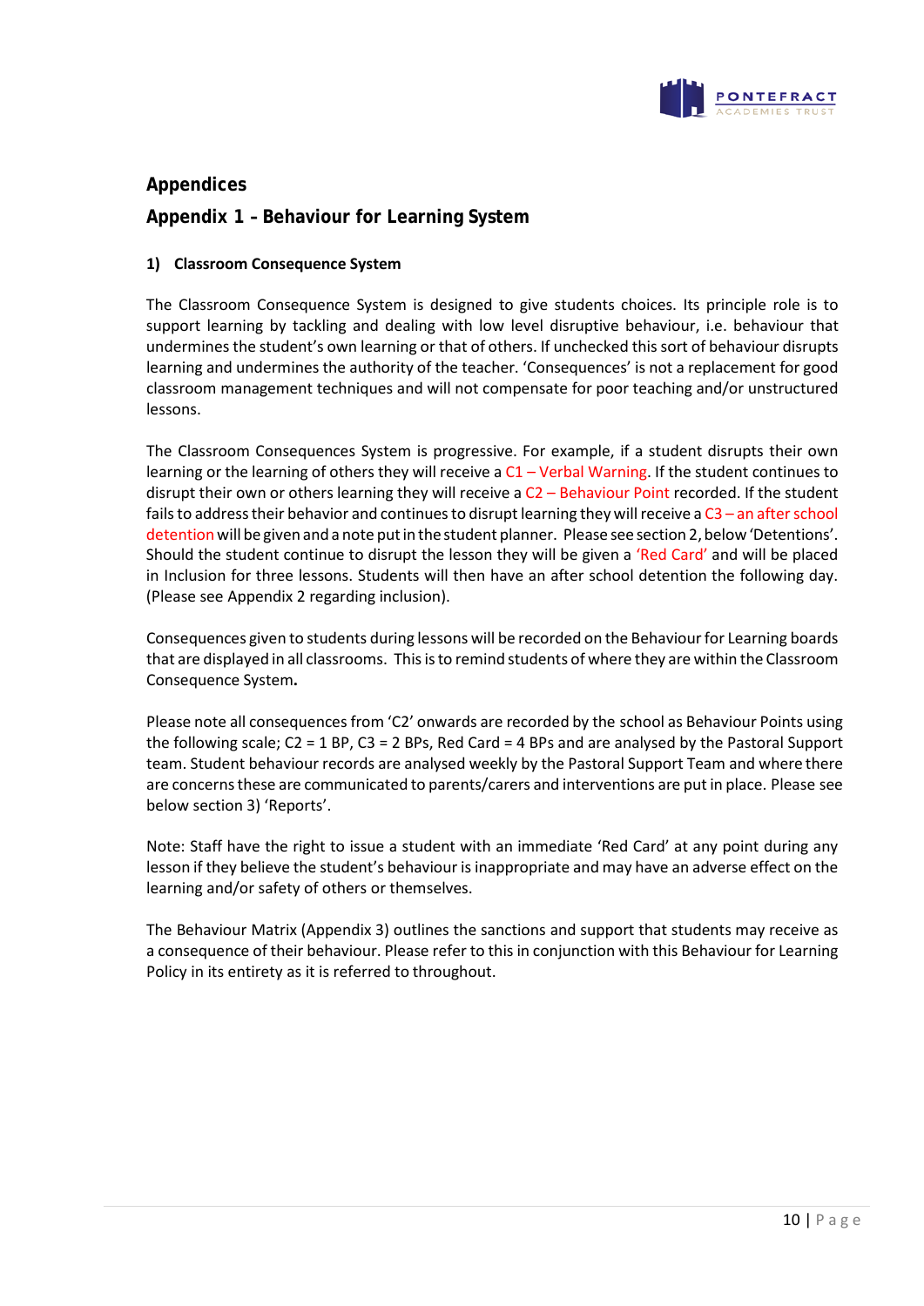# Appendices

## Appendix 1 – Behaviour for Learning System

### 1) Classroom Consequence System

The Classroom Consequence System is designed to give students choices. Its principle role is to support learning by tackling and dealing with low level disruptive behaviour, i.e. behaviour that undermines the student's own learning or that of others. If unchecked this sort of behaviour disrupts learning and undermines the authority of the teacher. 'Consequences' is not a replacement for good classroom management techniques and will not compensate for poor teaching and/or unstructured lessons.

The Classroom Consequences System is progressive. For example, if a student disrupts their own learning or the learning of others they will receive a C1 – Verbal Warning. If the student continues to disrupt their own or others learning they will receive a C2 – Behaviour Point recorded. If the student fails to address their behavior and continues to disrupt learning they will receive a C3 – an after school detention will be given and a note put in the student planner. Please see section 2, below 'Detentions'. Should the student continue to disrupt the lesson they will be given a 'Red Card' and will be placed in Inclusion for three lessons. Students will then have an after school detention the following day. (Please see Appendix 2 regarding inclusion).

Consequences given to students during lessons will be recorded on the Behaviour for Learning boards that are displayed in all classrooms. This is to remind students of where they are within the Classroom Consequence System**.**

Please note all consequences from 'C2' onwards are recorded by the school as Behaviour Points using the following scale; C2 = 1 BP, C3 = 2 BPs, Red Card = 4 BPs and are analysed by the Pastoral Support team. Student behaviour records are analysed weekly by the Pastoral Support Team and where there are concerns these are communicated to parents/carers and interventions are put in place. Please see below section 3) 'Reports'.

Note: Staff have the right to issue a student with an immediate 'Red Card' at any point during any lesson if they believe the student's behaviour is inappropriate and may have an adverse effect on the learning and/or safety of others or themselves.

The Behaviour Matrix (Appendix 3) outlines the sanctions and support that students may receive as a consequence of their behaviour. Please refer to this in conjunction with this Behaviour for Learning Policy in its entirety as it is referred to throughout.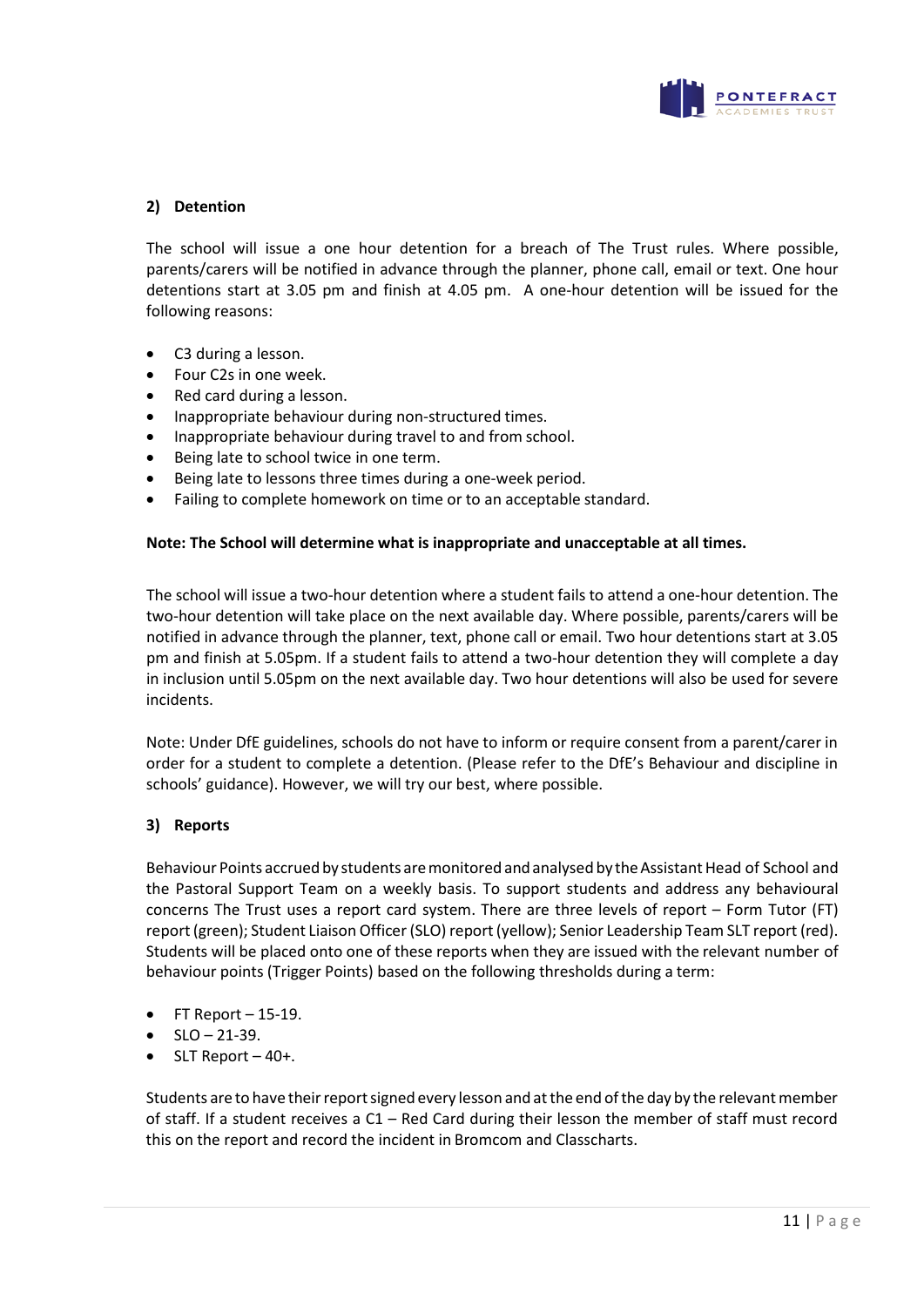### 2) Detention

The school will issue a one hour detention for a breach of The Trust rules. Where possible, parents/carers will be notified in advance through the planner, phone call, email or text. One hour detentions start at 3.05 pm and finish at 4.05 pm. A one-hour detention will be issued for the following reasons:

- C3 during a lesson.
- Four C2s in one week.
- Red card during a lesson.
- Inappropriate behaviour during non-structured times.
- Inappropriate behaviour during travel to and from school.
- Being late to school twice in one term.
- Being late to lessons three times during a one-week period.
- Failing to complete homework on time or to an acceptable standard.

**Note: The School will determine what is inappropriate and unacceptable at all times.**

The school will issue a two-hour detention where a student fails to attend a one-hour detention. The two-hour detention will take place on the next available day. Where possible, parents/carers will be notified in advance through the planner, text, phone call or email. Two hour detentions start at 3.05 pm and finish at 5.05pm. If a student fails to attend a two-hour detention they will complete a day in inclusion until 5.05pm on the next available day. Two hour detentions will also be used for severe incidents.

Note: Under DfE guidelines, schools do not have to inform or require consent from a parent/carer in order for a student to complete a detention. (Please refer to the DfE's Behaviour and discipline in schools' guidance). However, we will try our best, where possible.

### 3) Reports

Behaviour Points accrued by students are monitored and analysed by the Assistant Head of School and the Pastoral Support Team on a weekly basis. To support students and address any behavioural concerns The Trust uses a report card system. There are three levels of report – Form Tutor (FT) report (green); Student Liaison Officer (SLO) report (yellow); Senior Leadership Team SLT report (red). Students will be placed onto one of these reports when they are issued with the relevant number of behaviour points (Trigger Points) based on the following thresholds during a term:

- FT Report – 15-19.
- SLO – 21-39.
- SLT Report – 40+.

Students are to have their report signed every lesson and at the end of the day by the relevant member of staff. If a student receives a C1 – Red Card during their lesson the member of staff must record this on the report and record the incident in Bromcom and Classcharts.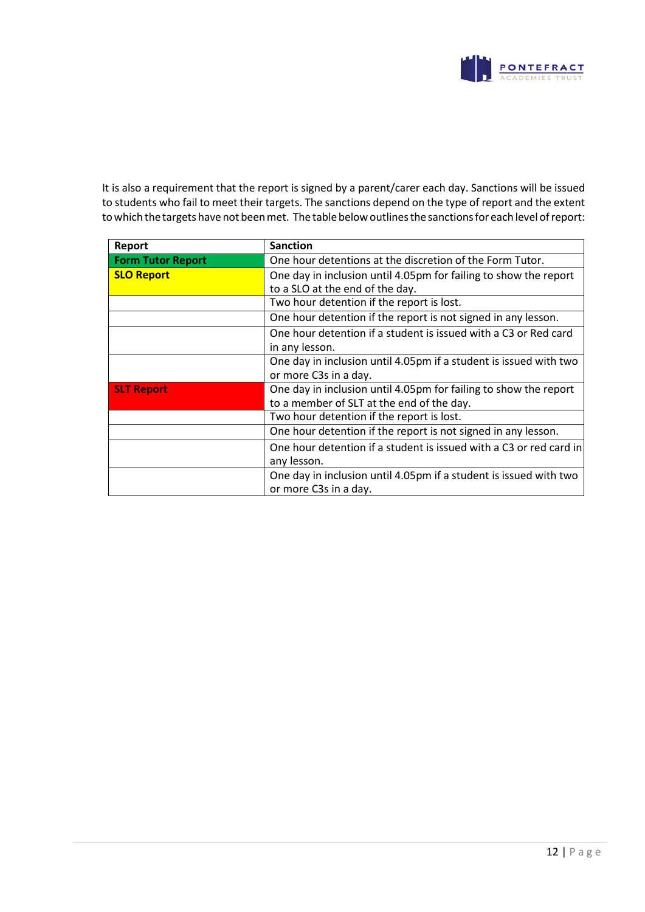It is also a requirement that the report is signed by a parent/carer each day. Sanctions will be issued to students who fail to meet their targets. The sanctions depend on the type of report and the extent to which the targets have not been met. The table below outlines the sanctions for each level of report:

| Report | Sanction |
|---|---|
| **Form Tutor Report** | One hour detentions at the discretion of the Form Tutor. |
| **SLO Report** | One day in inclusion until 4.05pm for failing to show the report to a SLO at the end of the day. |
| | Two hour detention if the report is lost. |
| | One hour detention if the report is not signed in any lesson. |
| | One hour detention if a student is issued with a C3 or Red card in any lesson. |
| | One day in inclusion until 4.05pm if a student is issued with two or more C3s in a day. |
| **SLT Report** | One day in inclusion until 4.05pm for failing to show the report to a member of SLT at the end of the day. |
| | Two hour detention if the report is lost. |
| | One hour detention if the report is not signed in any lesson. |
| | One hour detention if a student is issued with a C3 or red card in any lesson. |
| | One day in inclusion until 4.05pm if a student is issued with two or more C3s in a day. |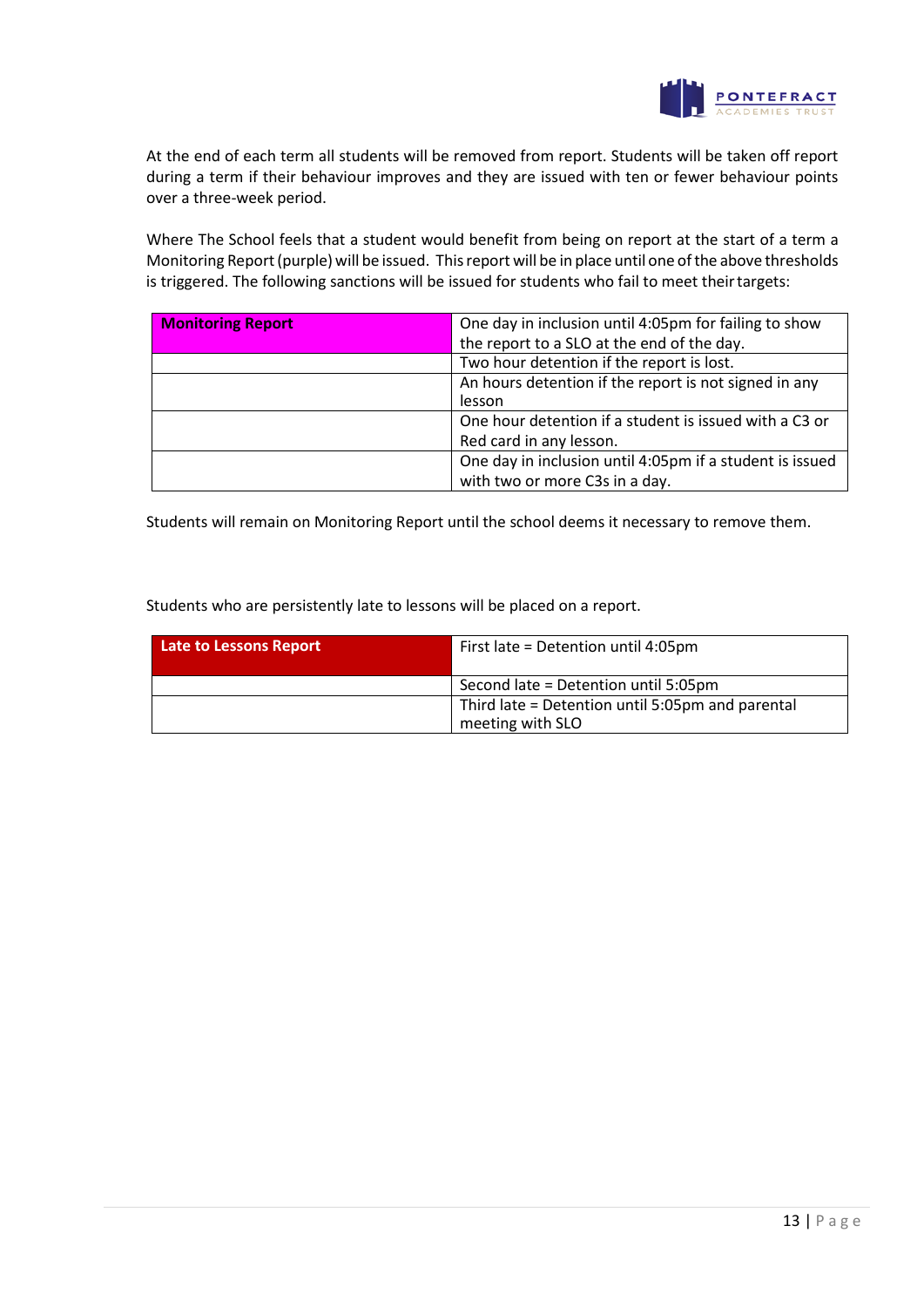At the end of each term all students will be removed from report. Students will be taken off report during a term if their behaviour improves and they are issued with ten or fewer behaviour points over a three-week period.

Where The School feels that a student would benefit from being on report at the start of a term a Monitoring Report (purple) will be issued. This report will be in place until one of the above thresholds is triggered. The following sanctions will be issued for students who fail to meet their targets:

| **Monitoring Report** | One day in inclusion until 4:05pm for failing to show the report to a SLO at the end of the day. |
|---|---|
| | Two hour detention if the report is lost. |
| | An hours detention if the report is not signed in any lesson |
| | One hour detention if a student is issued with a C3 or Red card in any lesson. |
| | One day in inclusion until 4:05pm if a student is issued with two or more C3s in a day. |

Students will remain on Monitoring Report until the school deems it necessary to remove them.

Students who are persistently late to lessons will be placed on a report.

| **Late to Lessons Report** | First late = Detention until 4:05pm |
|---|---|
| | Second late = Detention until 5:05pm |
| | Third late = Detention until 5:05pm and parental meeting with SLO |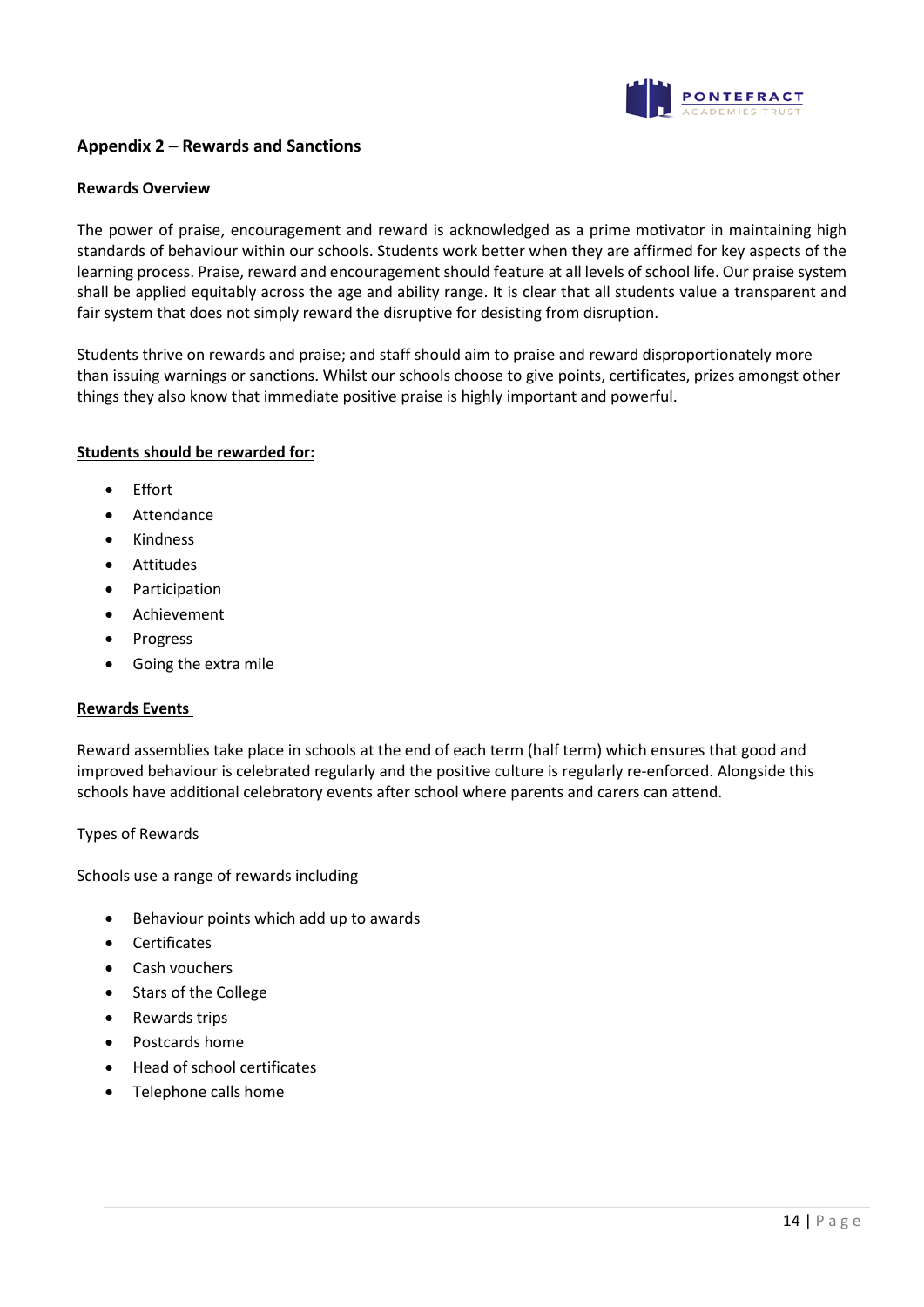## Appendix 2 – Rewards and Sanctions

### Rewards Overview

The power of praise, encouragement and reward is acknowledged as a prime motivator in maintaining high standards of behaviour within our schools. Students work better when they are affirmed for key aspects of the learning process. Praise, reward and encouragement should feature at all levels of school life. Our praise system shall be applied equitably across the age and ability range. It is clear that all students value a transparent and fair system that does not simply reward the disruptive for desisting from disruption.

Students thrive on rewards and praise; and staff should aim to praise and reward disproportionately more than issuing warnings or sanctions. Whilst our schools choose to give points, certificates, prizes amongst other things they also know that immediate positive praise is highly important and powerful.

**Students should be rewarded for:**

- Effort
- Attendance
- Kindness
- Attitudes
- Participation
- Achievement
- Progress
- Going the extra mile

**Rewards Events**

Reward assemblies take place in schools at the end of each term (half term) which ensures that good and improved behaviour is celebrated regularly and the positive culture is regularly re-enforced. Alongside this schools have additional celebratory events after school where parents and carers can attend.

Types of Rewards

Schools use a range of rewards including

- Behaviour points which add up to awards
- Certificates
- Cash vouchers
- Stars of the College
- Rewards trips
- Postcards home
- Head of school certificates
- Telephone calls home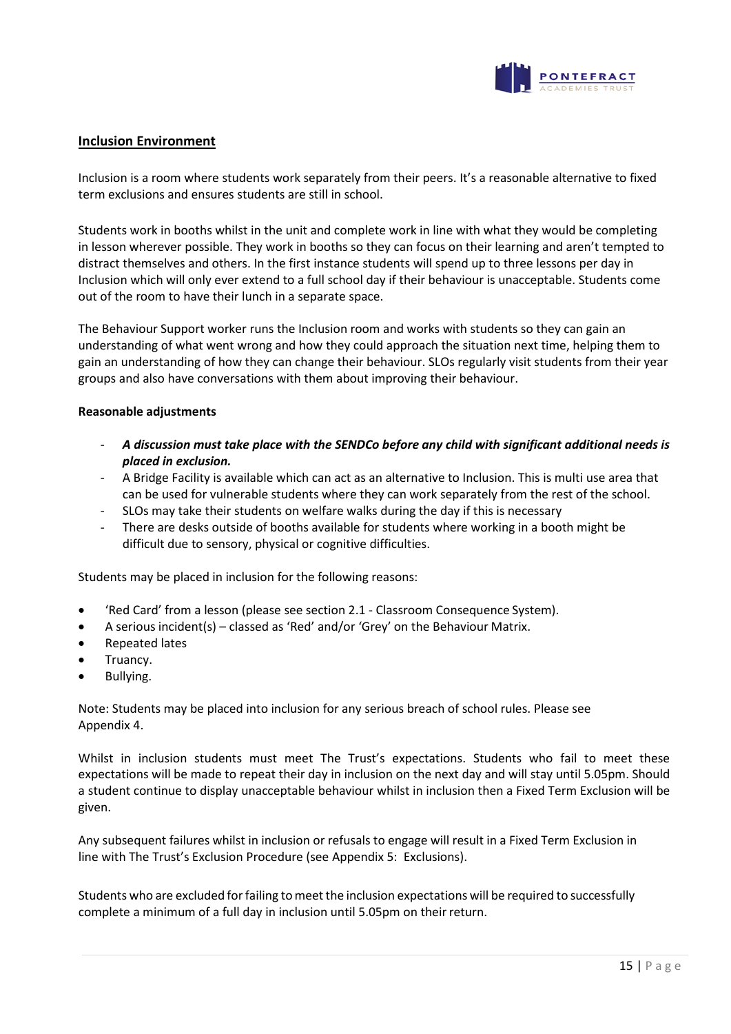## Inclusion Environment

Inclusion is a room where students work separately from their peers. It's a reasonable alternative to fixed term exclusions and ensures students are still in school.

Students work in booths whilst in the unit and complete work in line with what they would be completing in lesson wherever possible. They work in booths so they can focus on their learning and aren't tempted to distract themselves and others. In the first instance students will spend up to three lessons per day in Inclusion which will only ever extend to a full school day if their behaviour is unacceptable. Students come out of the room to have their lunch in a separate space.

The Behaviour Support worker runs the Inclusion room and works with students so they can gain an understanding of what went wrong and how they could approach the situation next time, helping them to gain an understanding of how they can change their behaviour. SLOs regularly visit students from their year groups and also have conversations with them about improving their behaviour.

**Reasonable adjustments**

- ***A discussion must take place with the SENDCo before any child with significant additional needs is placed in exclusion.***
- A Bridge Facility is available which can act as an alternative to Inclusion. This is multi use area that can be used for vulnerable students where they can work separately from the rest of the school.
- SLOs may take their students on welfare walks during the day if this is necessary
- There are desks outside of booths available for students where working in a booth might be difficult due to sensory, physical or cognitive difficulties.

Students may be placed in inclusion for the following reasons:

- 'Red Card' from a lesson (please see section 2.1 - Classroom Consequence System).
- A serious incident(s) – classed as 'Red' and/or 'Grey' on the Behaviour Matrix.
- Repeated lates
- Truancy.
- Bullying.

Note: Students may be placed into inclusion for any serious breach of school rules. Please see Appendix 4.

Whilst in inclusion students must meet The Trust's expectations. Students who fail to meet these expectations will be made to repeat their day in inclusion on the next day and will stay until 5.05pm. Should a student continue to display unacceptable behaviour whilst in inclusion then a Fixed Term Exclusion will be given.

Any subsequent failures whilst in inclusion or refusals to engage will result in a Fixed Term Exclusion in line with The Trust's Exclusion Procedure (see Appendix 5: Exclusions).

Students who are excluded for failing to meet the inclusion expectations will be required to successfully complete a minimum of a full day in inclusion until 5.05pm on their return.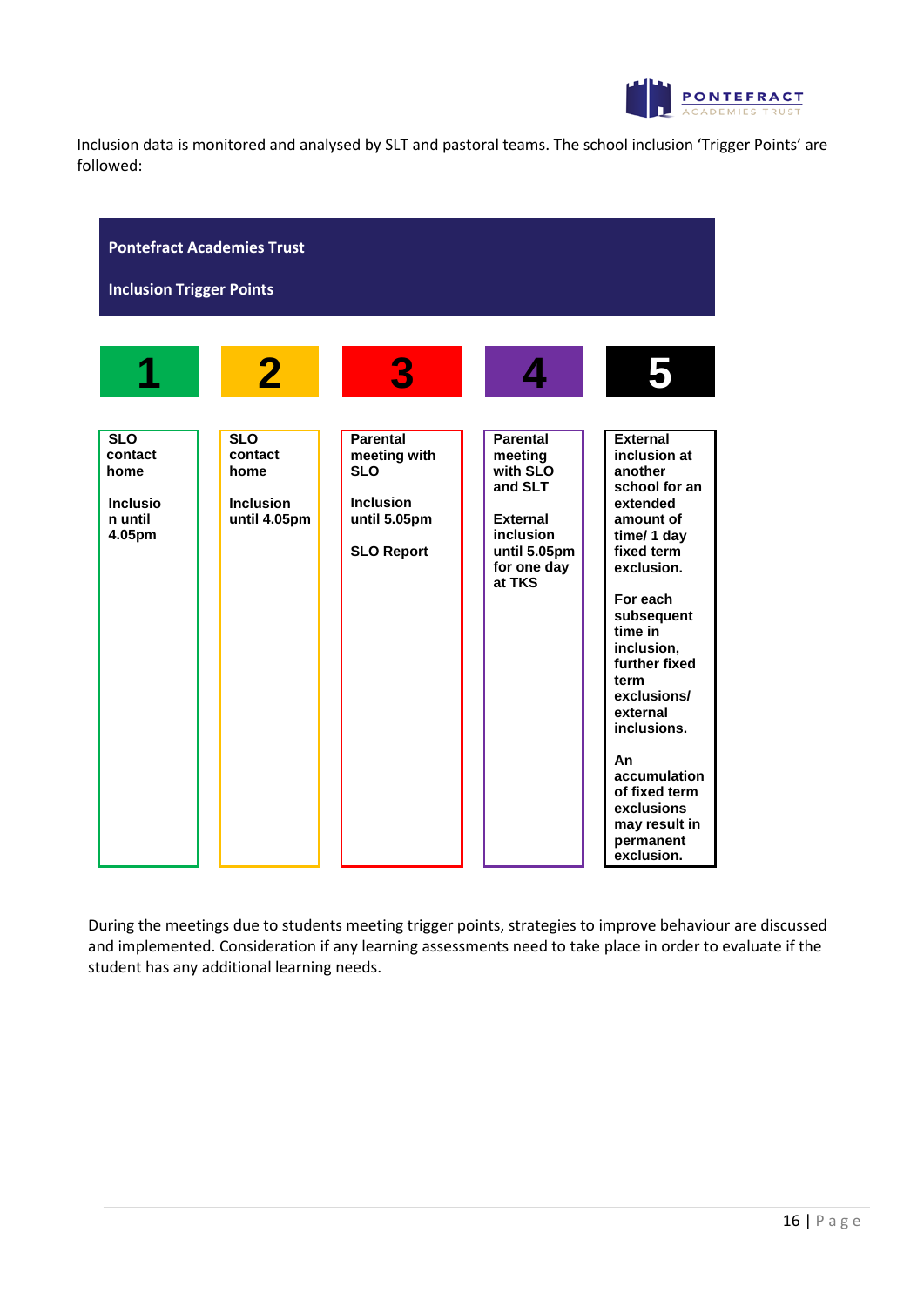Inclusion data is monitored and analysed by SLT and pastoral teams. The school inclusion 'Trigger Points' are followed:

**Pontefract Academies Trust**

**Inclusion Trigger Points**

| 1 | 2 | 3 | 4 | 5 |
|---|---|---|---|---|
| **SLO contact home**<br><br>**Inclusion until 4.05pm** | **SLO contact home**<br><br>**Inclusion until 4.05pm** | **Parental meeting with SLO**<br><br>**Inclusion until 5.05pm**<br><br>**SLO Report** | **Parental meeting with SLO and SLT**<br><br>**External inclusion until 5.05pm for one day at TKS** | **External inclusion at another school for an extended amount of time/ 1 day fixed term exclusion.**<br><br>**For each subsequent time in inclusion, further fixed term exclusions/ external inclusions.**<br><br>**An accumulation of fixed term exclusions may result in permanent exclusion.** |

During the meetings due to students meeting trigger points, strategies to improve behaviour are discussed and implemented. Consideration if any learning assessments need to take place in order to evaluate if the student has any additional learning needs.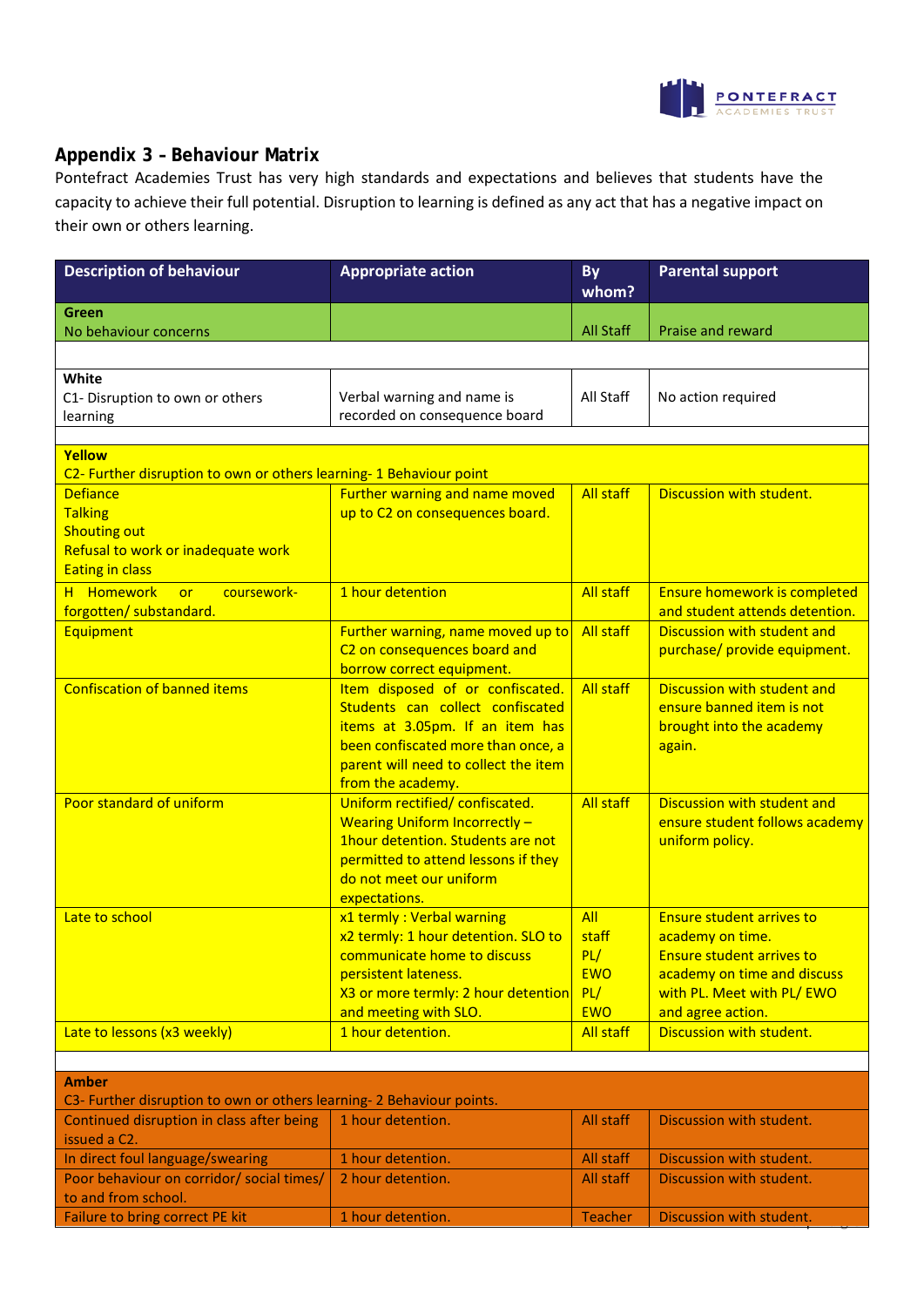## Appendix 3 – Behaviour Matrix

Pontefract Academies Trust has very high standards and expectations and believes that students have the capacity to achieve their full potential. Disruption to learning is defined as any act that has a negative impact on their own or others learning.

| Description of behaviour | Appropriate action | By whom? | Parental support |
|---|---|---|---|
| **Green**<br>No behaviour concerns | | All Staff | Praise and reward |
| | | | |
| **White**<br>C1- Disruption to own or others learning | Verbal warning and name is recorded on consequence board | All Staff | No action required |
| | | | |
| **Yellow**<br>C2- Further disruption to own or others learning- 1 Behaviour point | | | |
| Defiance<br>Talking<br>Shouting out<br>Refusal to work or inadequate work<br>Eating in class | Further warning and name moved up to C2 on consequences board. | All staff | Discussion with student. |
| H Homework or coursework- forgotten/ substandard. | 1 hour detention | All staff | Ensure homework is completed and student attends detention. |
| Equipment | Further warning, name moved up to C2 on consequences board and borrow correct equipment. | All staff | Discussion with student and purchase/ provide equipment. |
| Confiscation of banned items | Item disposed of or confiscated. Students can collect confiscated items at 3.05pm. If an item has been confiscated more than once, a parent will need to collect the item from the academy. | All staff | Discussion with student and ensure banned item is not brought into the academy again. |
| Poor standard of uniform | Uniform rectified/ confiscated. Wearing Uniform Incorrectly – 1hour detention. Students are not permitted to attend lessons if they do not meet our uniform expectations. | All staff | Discussion with student and ensure student follows academy uniform policy. |
| Late to school | x1 termly : Verbal warning<br>x2 termly: 1 hour detention. SLO to communicate home to discuss persistent lateness.<br>X3 or more termly: 2 hour detention and meeting with SLO. | All staff<br>PL/ EWO<br>PL/ EWO | Ensure student arrives to academy on time.<br>Ensure student arrives to academy on time and discuss with PL. Meet with PL/ EWO and agree action. |
| Late to lessons (x3 weekly) | 1 hour detention. | All staff | Discussion with student. |
| | | | |
| **Amber**<br>C3- Further disruption to own or others learning- 2 Behaviour points. | | | |
| Continued disruption in class after being issued a C2. | 1 hour detention. | All staff | Discussion with student. |
| In direct foul language/swearing | 1 hour detention. | All staff | Discussion with student. |
| Poor behaviour on corridor/ social times/ to and from school. | 2 hour detention. | All staff | Discussion with student. |
| Failure to bring correct PE kit | 1 hour detention. | Teacher | Discussion with student. |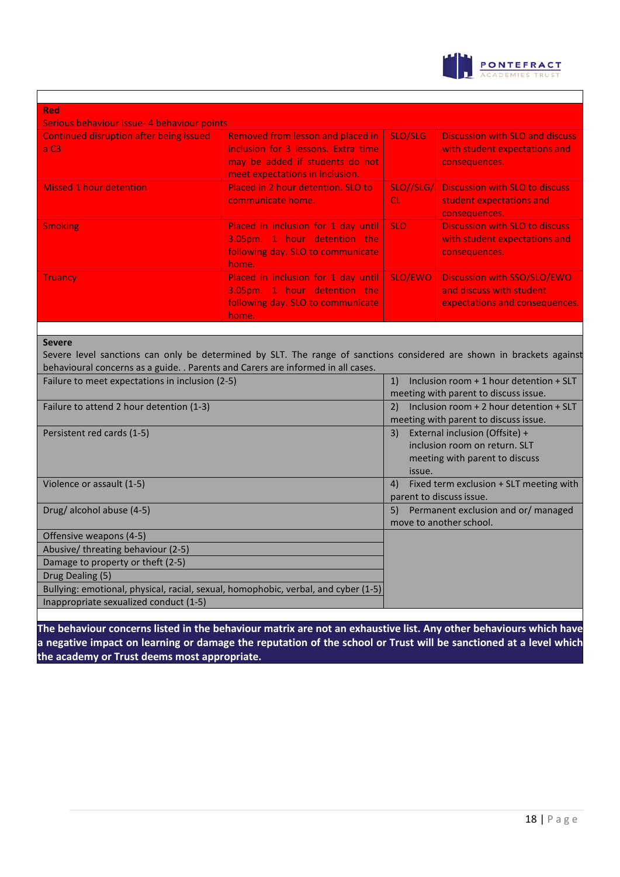| Red | | | |
|---|---|---|---|
| Serious behaviour issue- 4 behaviour points | | | |
| Continued disruption after being issued a C3 | Removed from lesson and placed in inclusion for 3 lessons. Extra time may be added if students do not meet expectations in inclusion. | SLO/SLG | Discussion with SLO and discuss with student expectations and consequences. |
| Missed 1 hour detention | Placed in 2 hour detention. SLO to communicate home. | SLO//SLG/ CL | Discussion with SLO to discuss student expectations and consequences. |
| Smoking | Placed in inclusion for 1 day until 3.05pm. 1 hour detention the following day. SLO to communicate home. | SLO | Discussion with SLO to discuss with student expectations and consequences. |
| Truancy | Placed in inclusion for 1 day until 3.05pm. 1 hour detention the following day. SLO to communicate home. | SLO/EWO | Discussion with SSO/SLO/EWO and discuss with student expectations and consequences. |

**Severe**

Severe level sanctions can only be determined by SLT. The range of sanctions considered are shown in brackets against behavioural concerns as a guide. . Parents and Carers are informed in all cases.

| Behavioural concern | Sanction |
|---|---|
| Failure to meet expectations in inclusion (2-5) | 1) Inclusion room + 1 hour detention + SLT meeting with parent to discuss issue. |
| Failure to attend 2 hour detention (1-3) | 2) Inclusion room + 2 hour detention + SLT meeting with parent to discuss issue. |
| Persistent red cards (1-5) | 3) External inclusion (Offsite) + inclusion room on return. SLT meeting with parent to discuss issue. |
| Violence or assault (1-5) | 4) Fixed term exclusion + SLT meeting with parent to discuss issue. |
| Drug/ alcohol abuse (4-5) | 5) Permanent exclusion and or/ managed move to another school. |
| Offensive weapons (4-5) | |
| Abusive/ threating behaviour (2-5) | |
| Damage to property or theft (2-5) | |
| Drug Dealing (5) | |
| Bullying: emotional, physical, racial, sexual, homophobic, verbal, and cyber (1-5) | |
| Inappropriate sexualized conduct (1-5) | |

**The behaviour concerns listed in the behaviour matrix are not an exhaustive list. Any other behaviours which have a negative impact on learning or damage the reputation of the school or Trust will be sanctioned at a level which the academy or Trust deems most appropriate.**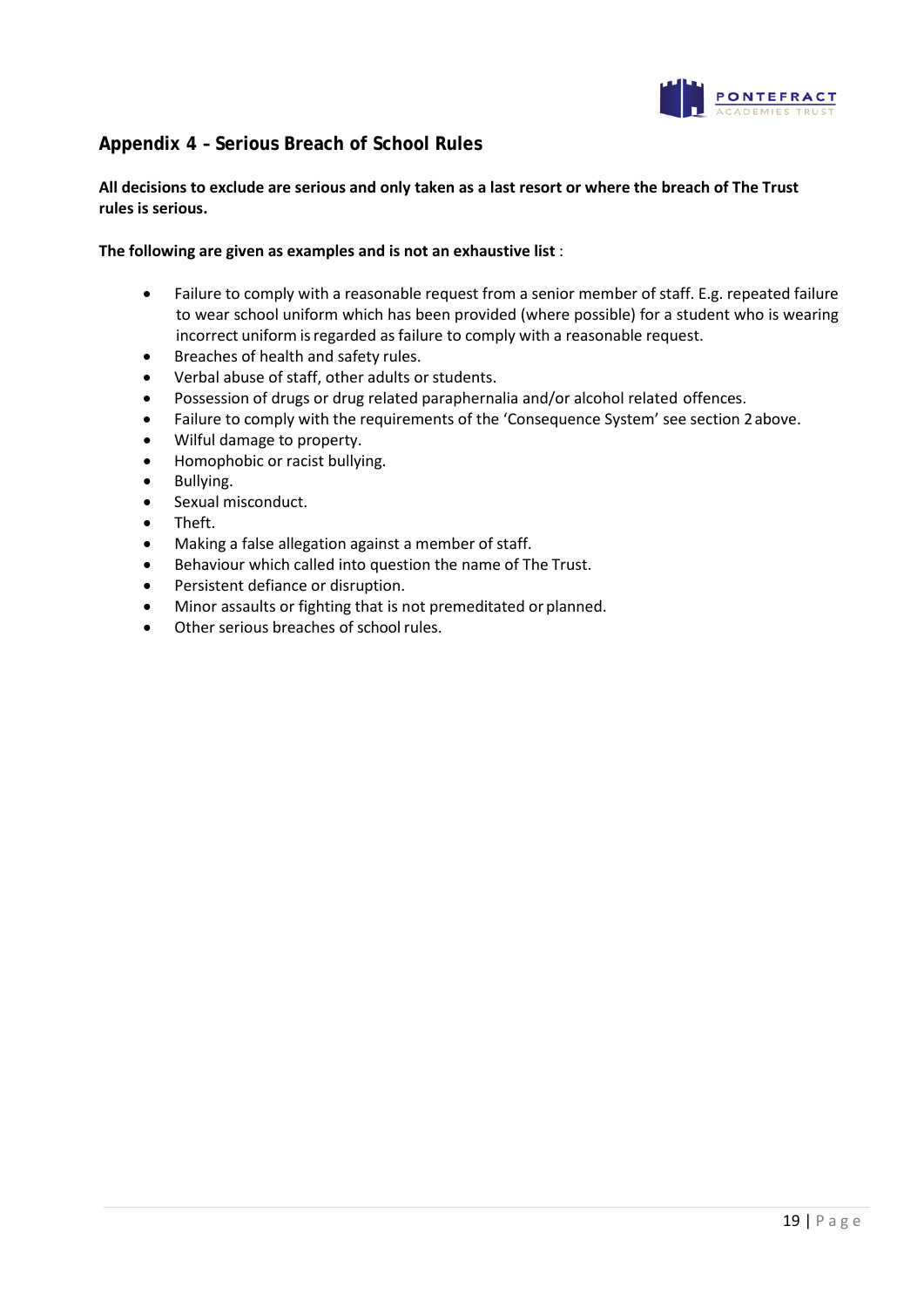## Appendix 4 – Serious Breach of School Rules

**All decisions to exclude are serious and only taken as a last resort or where the breach of The Trust rules is serious.**

**The following are given as examples and is not an exhaustive list** :

- Failure to comply with a reasonable request from a senior member of staff. E.g. repeated failure to wear school uniform which has been provided (where possible) for a student who is wearing incorrect uniform is regarded as failure to comply with a reasonable request.
- Breaches of health and safety rules.
- Verbal abuse of staff, other adults or students.
- Possession of drugs or drug related paraphernalia and/or alcohol related offences.
- Failure to comply with the requirements of the 'Consequence System' see section 2 above.
- Wilful damage to property.
- Homophobic or racist bullying.
- Bullying.
- Sexual misconduct.
- Theft.
- Making a false allegation against a member of staff.
- Behaviour which called into question the name of The Trust.
- Persistent defiance or disruption.
- Minor assaults or fighting that is not premeditated or planned.
- Other serious breaches of school rules.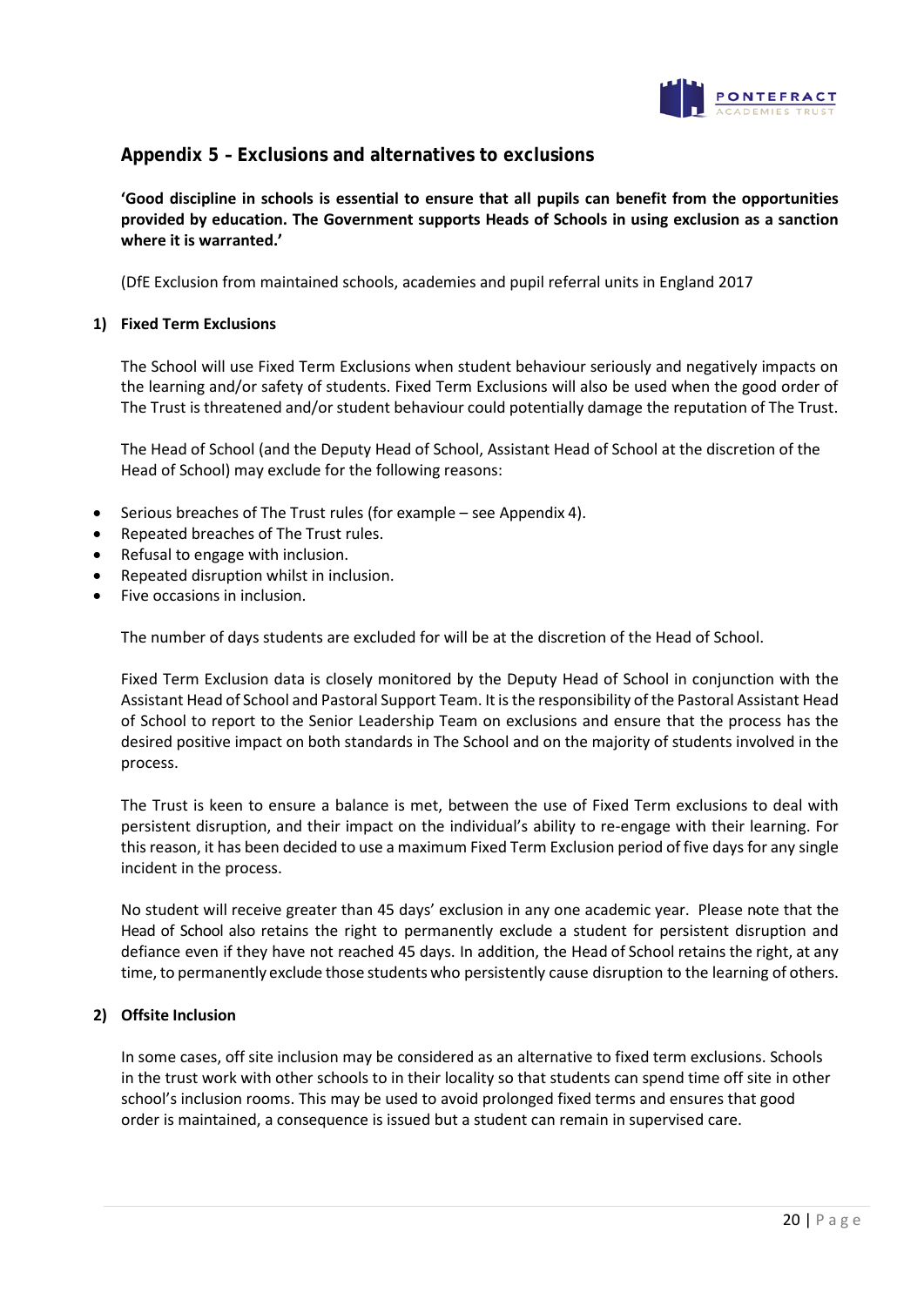## Appendix 5 – Exclusions and alternatives to exclusions

**'Good discipline in schools is essential to ensure that all pupils can benefit from the opportunities provided by education. The Government supports Heads of Schools in using exclusion as a sanction where it is warranted.'**

(DfE Exclusion from maintained schools, academies and pupil referral units in England 2017

### 1) Fixed Term Exclusions

The School will use Fixed Term Exclusions when student behaviour seriously and negatively impacts on the learning and/or safety of students. Fixed Term Exclusions will also be used when the good order of The Trust is threatened and/or student behaviour could potentially damage the reputation of The Trust.

The Head of School (and the Deputy Head of School, Assistant Head of School at the discretion of the Head of School) may exclude for the following reasons:

- Serious breaches of The Trust rules (for example – see Appendix 4).
- Repeated breaches of The Trust rules.
- Refusal to engage with inclusion.
- Repeated disruption whilst in inclusion.
- Five occasions in inclusion.

The number of days students are excluded for will be at the discretion of the Head of School.

Fixed Term Exclusion data is closely monitored by the Deputy Head of School in conjunction with the Assistant Head of School and Pastoral Support Team. It is the responsibility of the Pastoral Assistant Head of School to report to the Senior Leadership Team on exclusions and ensure that the process has the desired positive impact on both standards in The School and on the majority of students involved in the process.

The Trust is keen to ensure a balance is met, between the use of Fixed Term exclusions to deal with persistent disruption, and their impact on the individual's ability to re-engage with their learning. For this reason, it has been decided to use a maximum Fixed Term Exclusion period of five days for any single incident in the process.

No student will receive greater than 45 days' exclusion in any one academic year. Please note that the Head of School also retains the right to permanently exclude a student for persistent disruption and defiance even if they have not reached 45 days. In addition, the Head of School retains the right, at any time, to permanently exclude those students who persistently cause disruption to the learning of others.

### 2) Offsite Inclusion

In some cases, off site inclusion may be considered as an alternative to fixed term exclusions. Schools in the trust work with other schools to in their locality so that students can spend time off site in other school's inclusion rooms. This may be used to avoid prolonged fixed terms and ensures that good order is maintained, a consequence is issued but a student can remain in supervised care.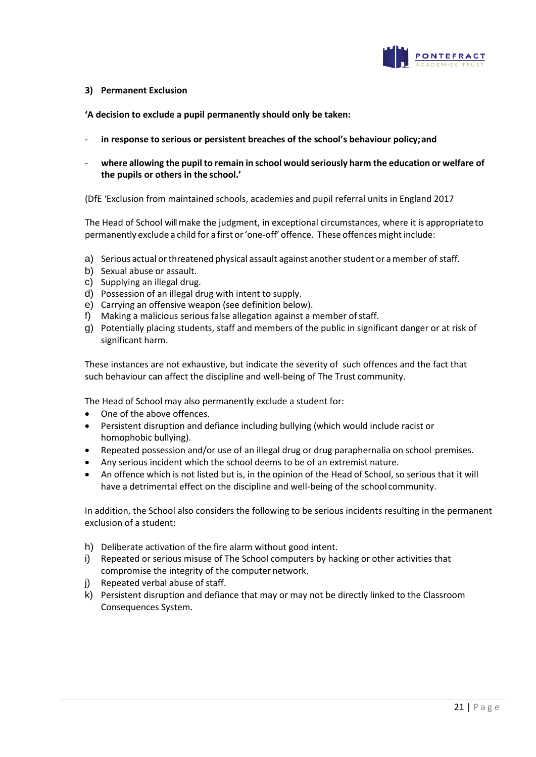### 3) Permanent Exclusion

**'A decision to exclude a pupil permanently should only be taken:**

- **in response to serious or persistent breaches of the school's behaviour policy; and**
- **where allowing the pupil to remain in school would seriously harm the education or welfare of the pupils or others in the school.'**

(DfE 'Exclusion from maintained schools, academies and pupil referral units in England 2017

The Head of School will make the judgment, in exceptional circumstances, where it is appropriate to permanently exclude a child for a first or 'one-off' offence. These offences might include:

a) Serious actual or threatened physical assault against another student or a member of staff.
b) Sexual abuse or assault.
c) Supplying an illegal drug.
d) Possession of an illegal drug with intent to supply.
e) Carrying an offensive weapon (see definition below).
f) Making a malicious serious false allegation against a member of staff.
g) Potentially placing students, staff and members of the public in significant danger or at risk of significant harm.

These instances are not exhaustive, but indicate the severity of such offences and the fact that such behaviour can affect the discipline and well-being of The Trust community.

The Head of School may also permanently exclude a student for:

- One of the above offences.
- Persistent disruption and defiance including bullying (which would include racist or homophobic bullying).
- Repeated possession and/or use of an illegal drug or drug paraphernalia on school premises.
- Any serious incident which the school deems to be of an extremist nature.
- An offence which is not listed but is, in the opinion of the Head of School, so serious that it will have a detrimental effect on the discipline and well-being of the school community.

In addition, the School also considers the following to be serious incidents resulting in the permanent exclusion of a student:

h) Deliberate activation of the fire alarm without good intent.
i) Repeated or serious misuse of The School computers by hacking or other activities that compromise the integrity of the computer network.
j) Repeated verbal abuse of staff.
k) Persistent disruption and defiance that may or may not be directly linked to the Classroom Consequences System.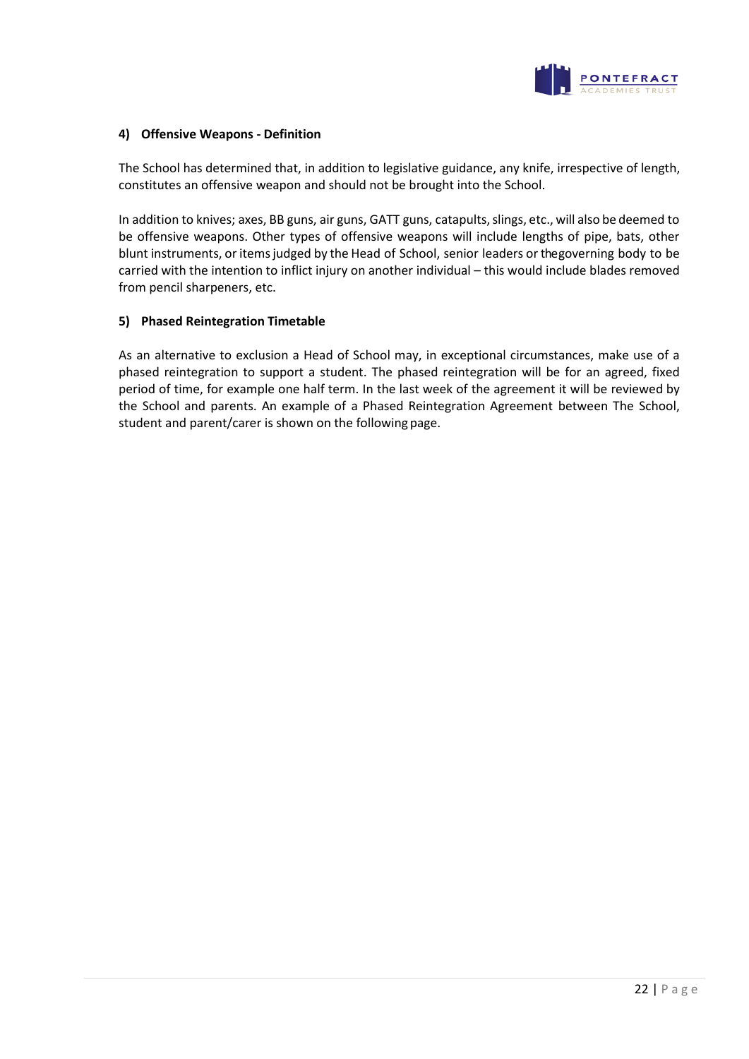#### 4) Offensive Weapons - Definition

The School has determined that, in addition to legislative guidance, any knife, irrespective of length, constitutes an offensive weapon and should not be brought into the School.

In addition to knives; axes, BB guns, air guns, GATT guns, catapults, slings, etc., will also be deemed to be offensive weapons. Other types of offensive weapons will include lengths of pipe, bats, other blunt instruments, or items judged by the Head of School, senior leaders or thegoverning body to be carried with the intention to inflict injury on another individual – this would include blades removed from pencil sharpeners, etc.

#### 5) Phased Reintegration Timetable

As an alternative to exclusion a Head of School may, in exceptional circumstances, make use of a phased reintegration to support a student. The phased reintegration will be for an agreed, fixed period of time, for example one half term. In the last week of the agreement it will be reviewed by the School and parents. An example of a Phased Reintegration Agreement between The School, student and parent/carer is shown on the following page.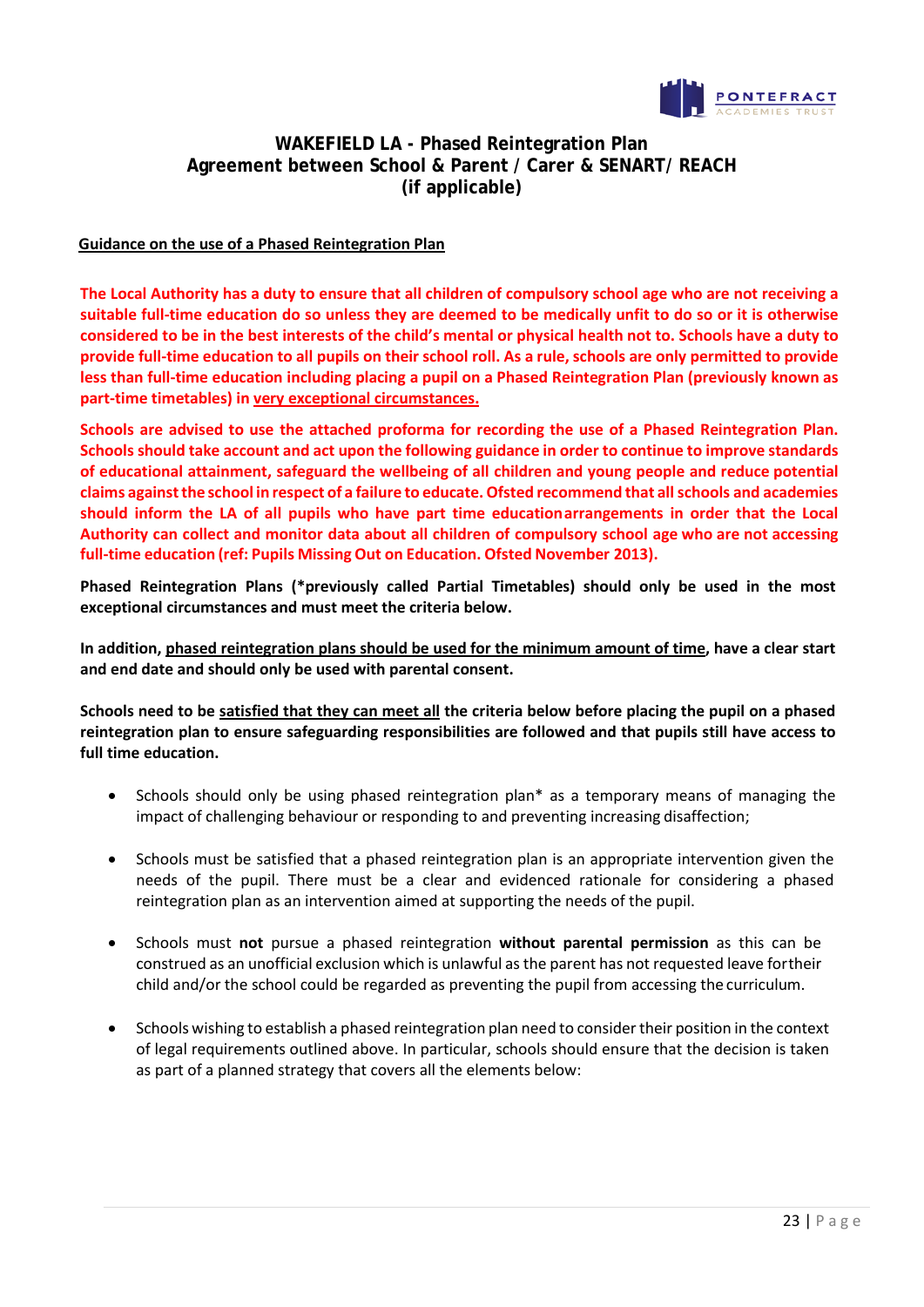## WAKEFIELD LA - Phased Reintegration Plan
## Agreement between School & Parent / Carer & SENART/ REACH
## (if applicable)

**Guidance on the use of a Phased Reintegration Plan**

**The Local Authority has a duty to ensure that all children of compulsory school age who are not receiving a suitable full-time education do so unless they are deemed to be medically unfit to do so or it is otherwise considered to be in the best interests of the child's mental or physical health not to. Schools have a duty to provide full-time education to all pupils on their school roll. As a rule, schools are only permitted to provide less than full-time education including placing a pupil on a Phased Reintegration Plan (previously known as part-time timetables) in very exceptional circumstances.**

**Schools are advised to use the attached proforma for recording the use of a Phased Reintegration Plan. Schools should take account and act upon the following guidance in order to continue to improve standards of educational attainment, safeguard the wellbeing of all children and young people and reduce potential claims against the school in respect of a failure to educate. Ofsted recommend that all schools and academies should inform the LA of all pupils who have part time educationarrangements in order that the Local Authority can collect and monitor data about all children of compulsory school age who are not accessing full-time education (ref: Pupils Missing Out on Education. Ofsted November 2013).**

**Phased Reintegration Plans (*previously called Partial Timetables) should only be used in the most exceptional circumstances and must meet the criteria below.**

**In addition, phased reintegration plans should be used for the minimum amount of time, have a clear start and end date and should only be used with parental consent.**

**Schools need to be satisfied that they can meet all the criteria below before placing the pupil on a phased reintegration plan to ensure safeguarding responsibilities are followed and that pupils still have access to full time education.**

- Schools should only be using phased reintegration plan* as a temporary means of managing the impact of challenging behaviour or responding to and preventing increasing disaffection;
- Schools must be satisfied that a phased reintegration plan is an appropriate intervention given the needs of the pupil. There must be a clear and evidenced rationale for considering a phased reintegration plan as an intervention aimed at supporting the needs of the pupil.
- Schools must **not** pursue a phased reintegration **without parental permission** as this can be construed as an unofficial exclusion which is unlawful as the parent has not requested leave fortheir child and/or the school could be regarded as preventing the pupil from accessing the curriculum.
- Schools wishing to establish a phased reintegration plan need to consider their position in the context of legal requirements outlined above. In particular, schools should ensure that the decision is taken as part of a planned strategy that covers all the elements below: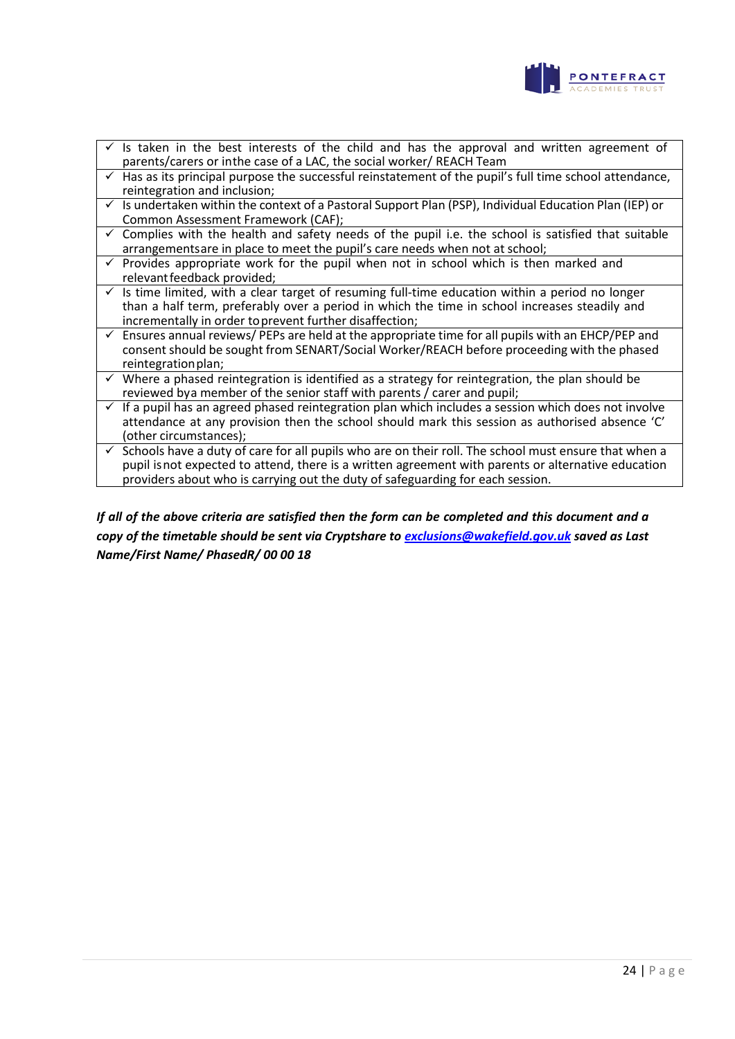| |
|---|
| ✓ Is taken in the best interests of the child and has the approval and written agreement of parents/carers or inthe case of a LAC, the social worker/ REACH Team |
| ✓ Has as its principal purpose the successful reinstatement of the pupil's full time school attendance, reintegration and inclusion; |
| ✓ Is undertaken within the context of a Pastoral Support Plan (PSP), Individual Education Plan (IEP) or Common Assessment Framework (CAF); |
| ✓ Complies with the health and safety needs of the pupil i.e. the school is satisfied that suitable arrangementsare in place to meet the pupil's care needs when not at school; |
| ✓ Provides appropriate work for the pupil when not in school which is then marked and relevant feedback provided; |
| ✓ Is time limited, with a clear target of resuming full-time education within a period no longer than a half term, preferably over a period in which the time in school increases steadily and incrementally in order to prevent further disaffection; |
| ✓ Ensures annual reviews/ PEPs are held at the appropriate time for all pupils with an EHCP/PEP and consent should be sought from SENART/Social Worker/REACH before proceeding with the phased reintegration plan; |
| ✓ Where a phased reintegration is identified as a strategy for reintegration, the plan should be reviewed bya member of the senior staff with parents / carer and pupil; |
| ✓ If a pupil has an agreed phased reintegration plan which includes a session which does not involve attendance at any provision then the school should mark this session as authorised absence 'C' (other circumstances); |
| ✓ Schools have a duty of care for all pupils who are on their roll. The school must ensure that when a pupil isnot expected to attend, there is a written agreement with parents or alternative education providers about who is carrying out the duty of safeguarding for each session. |

***If all of the above criteria are satisfied then the form can be completed and this document and a copy of the timetable should be sent via Cryptshare to [exclusions@wakefield.gov.uk](mailto:exclusions@wakefield.gov.uk) saved as Last Name/First Name/ PhasedR/ 00 00 18***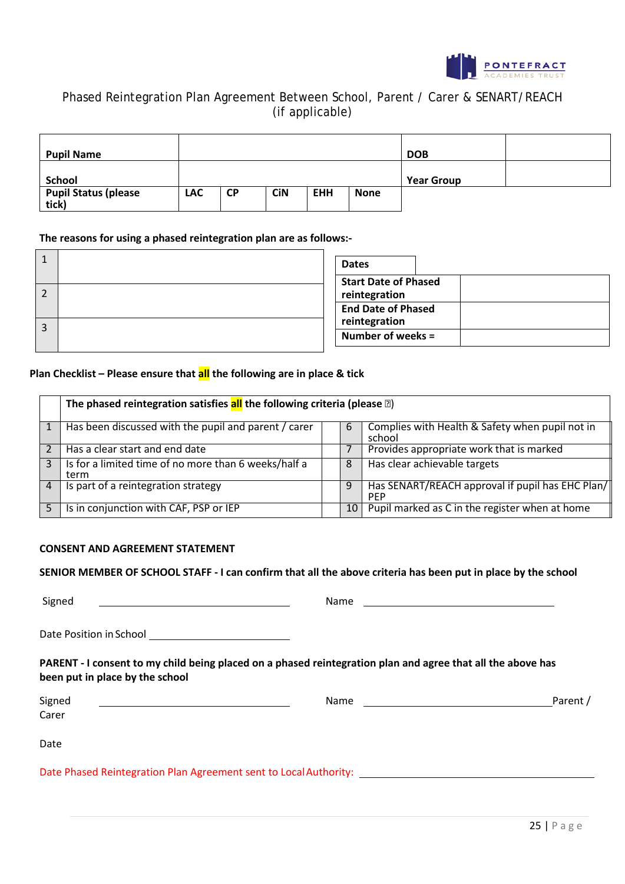Phased Reintegration Plan Agreement Between School, Parent / Carer & SENART/REACH (if applicable)

| **Pupil Name** | | | | | | **DOB** | |
|---|---|---|---|---|---|---|---|
| **School** | | | | | | **Year Group** | |
| **Pupil Status (please tick)** | **LAC** | **CP** | **CiN** | **EHH** | **None** | | |

**The reasons for using a phased reintegration plan are as follows:-**

| | |
|---|---|
| 1 | |
| 2 | |
| 3 | |

| **Dates** | |
|---|---|
| **Start Date of Phased reintegration** | |
| **End Date of Phased reintegration** | |
| **Number of weeks =** | |

**Plan Checklist – Please ensure that all the following are in place & tick**

| | **The phased reintegration satisfies all the following criteria (please ✓)** | | | | |
|---|---|---|---|---|---|
| 1 | Has been discussed with the pupil and parent / carer | | 6 | Complies with Health & Safety when pupil not in school | |
| 2 | Has a clear start and end date | | 7 | Provides appropriate work that is marked | |
| 3 | Is for a limited time of no more than 6 weeks/half a term | | 8 | Has clear achievable targets | |
| 4 | Is part of a reintegration strategy | | 9 | Has SENART/REACH approval if pupil has EHC Plan/ PEP | |
| 5 | Is in conjunction with CAF, PSP or IEP | | 10 | Pupil marked as C in the register when at home | |

**CONSENT AND AGREEMENT STATEMENT**

**SENIOR MEMBER OF SCHOOL STAFF - I can confirm that all the above criteria has been put in place by the school**

Signed \_\_\_\_\_\_\_\_\_\_\_\_\_\_\_\_\_\_\_\_\_\_\_\_\_\_\_\_ Name \_\_\_\_\_\_\_\_\_\_\_\_\_\_\_\_\_\_\_\_\_\_\_\_\_\_\_\_

Date Position in School \_\_\_\_\_\_\_\_\_\_\_\_\_\_\_\_\_\_\_\_

**PARENT - I consent to my child being placed on a phased reintegration plan and agree that all the above has been put in place by the school**

Signed \_\_\_\_\_\_\_\_\_\_\_\_\_\_\_\_\_\_\_\_\_\_\_\_\_\_\_\_ Name \_\_\_\_\_\_\_\_\_\_\_\_\_\_\_\_\_\_\_\_\_\_\_\_\_\_\_\_ Parent / Carer

Date

Date Phased Reintegration Plan Agreement sent to Local Authority: \_\_\_\_\_\_\_\_\_\_\_\_\_\_\_\_\_\_\_\_\_\_\_\_\_\_\_\_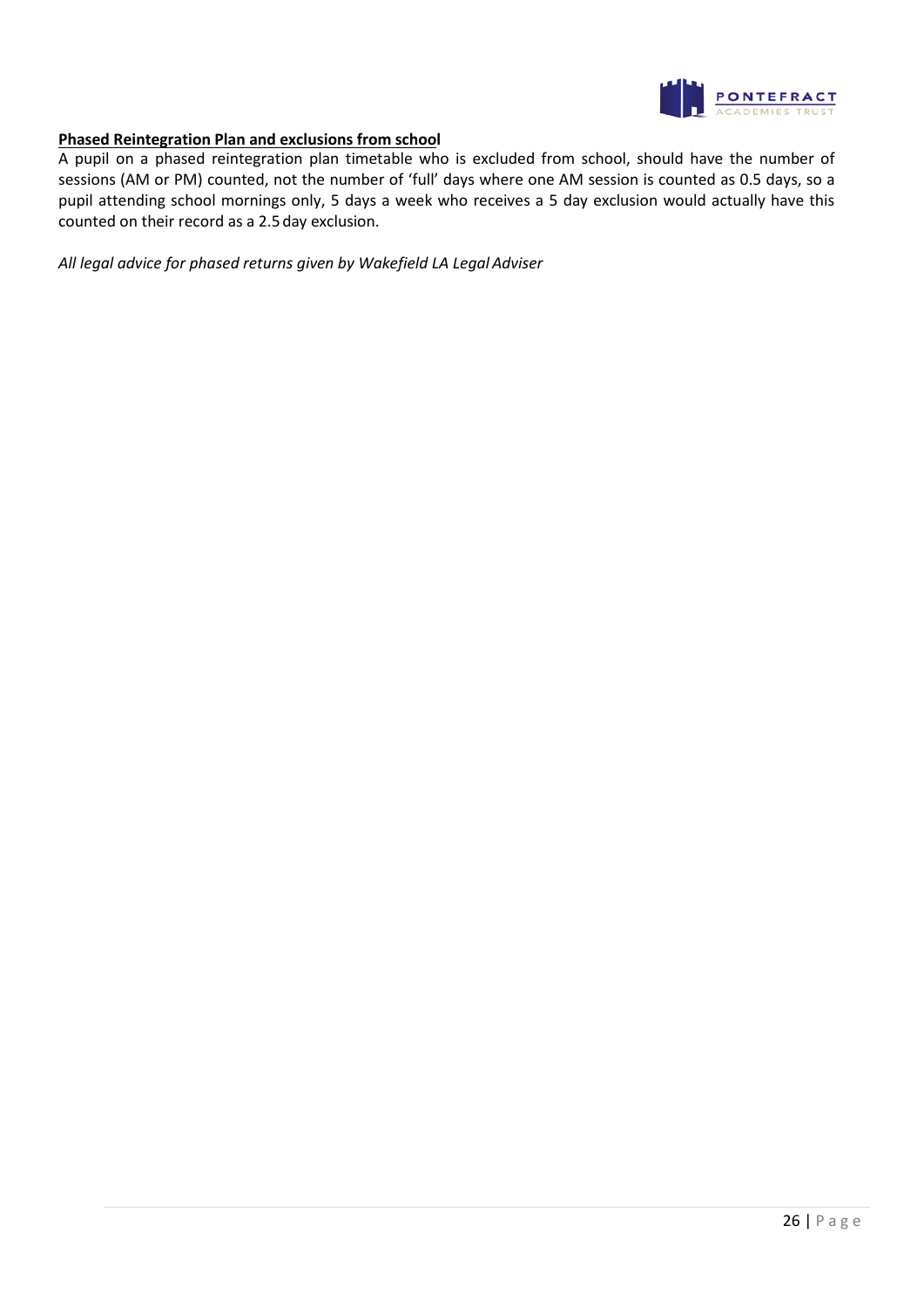**Phased Reintegration Plan and exclusions from school**

A pupil on a phased reintegration plan timetable who is excluded from school, should have the number of sessions (AM or PM) counted, not the number of 'full' days where one AM session is counted as 0.5 days, so a pupil attending school mornings only, 5 days a week who receives a 5 day exclusion would actually have this counted on their record as a 2.5 day exclusion.

*All legal advice for phased returns given by Wakefield LA Legal Adviser*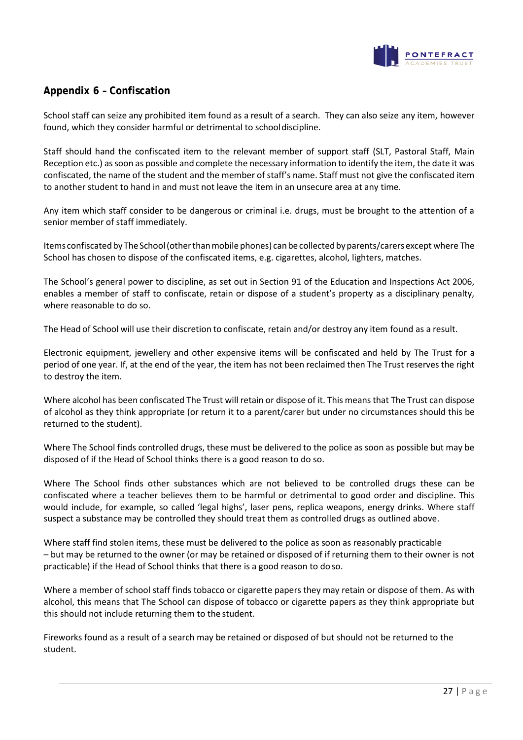## Appendix 6 – Confiscation

School staff can seize any prohibited item found as a result of a search. They can also seize any item, however found, which they consider harmful or detrimental to school discipline.

Staff should hand the confiscated item to the relevant member of support staff (SLT, Pastoral Staff, Main Reception etc.) as soon as possible and complete the necessary information to identify the item, the date it was confiscated, the name of the student and the member of staff's name. Staff must not give the confiscated item to another student to hand in and must not leave the item in an unsecure area at any time.

Any item which staff consider to be dangerous or criminal i.e. drugs, must be brought to the attention of a senior member of staff immediately.

Items confiscated by The School (other than mobile phones) can be collected by parents/carers except where The School has chosen to dispose of the confiscated items, e.g. cigarettes, alcohol, lighters, matches.

The School's general power to discipline, as set out in Section 91 of the Education and Inspections Act 2006, enables a member of staff to confiscate, retain or dispose of a student's property as a disciplinary penalty, where reasonable to do so.

The Head of School will use their discretion to confiscate, retain and/or destroy any item found as a result.

Electronic equipment, jewellery and other expensive items will be confiscated and held by The Trust for a period of one year. If, at the end of the year, the item has not been reclaimed then The Trust reserves the right to destroy the item.

Where alcohol has been confiscated The Trust will retain or dispose of it. This means that The Trust can dispose of alcohol as they think appropriate (or return it to a parent/carer but under no circumstances should this be returned to the student).

Where The School finds controlled drugs, these must be delivered to the police as soon as possible but may be disposed of if the Head of School thinks there is a good reason to do so.

Where The School finds other substances which are not believed to be controlled drugs these can be confiscated where a teacher believes them to be harmful or detrimental to good order and discipline. This would include, for example, so called 'legal highs', laser pens, replica weapons, energy drinks. Where staff suspect a substance may be controlled they should treat them as controlled drugs as outlined above.

Where staff find stolen items, these must be delivered to the police as soon as reasonably practicable – but may be returned to the owner (or may be retained or disposed of if returning them to their owner is not practicable) if the Head of School thinks that there is a good reason to do so.

Where a member of school staff finds tobacco or cigarette papers they may retain or dispose of them. As with alcohol, this means that The School can dispose of tobacco or cigarette papers as they think appropriate but this should not include returning them to the student.

Fireworks found as a result of a search may be retained or disposed of but should not be returned to the student.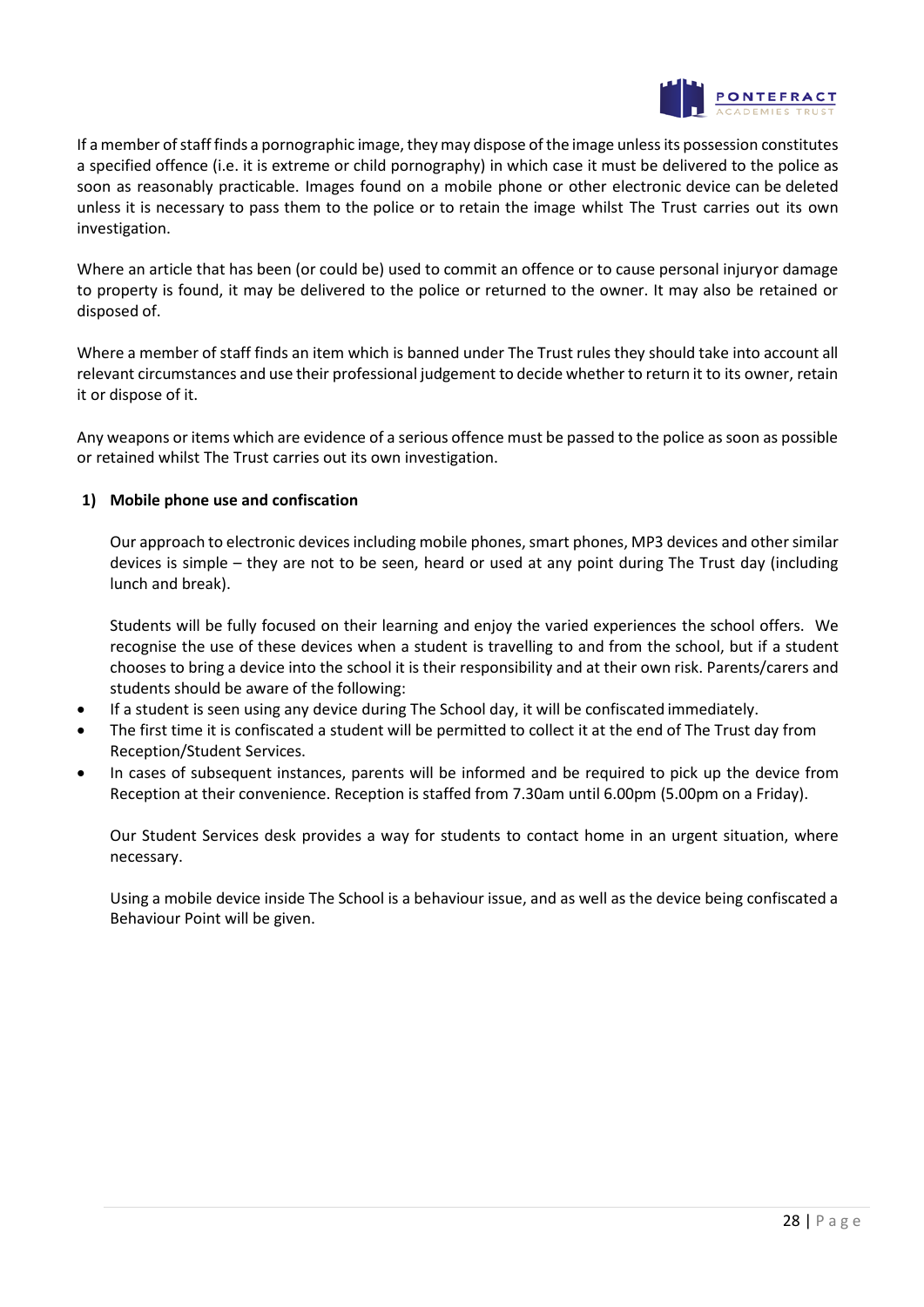If a member of staff finds a pornographic image, they may dispose of the image unless its possession constitutes a specified offence (i.e. it is extreme or child pornography) in which case it must be delivered to the police as soon as reasonably practicable. Images found on a mobile phone or other electronic device can be deleted unless it is necessary to pass them to the police or to retain the image whilst The Trust carries out its own investigation.

Where an article that has been (or could be) used to commit an offence or to cause personal injuryor damage to property is found, it may be delivered to the police or returned to the owner. It may also be retained or disposed of.

Where a member of staff finds an item which is banned under The Trust rules they should take into account all relevant circumstances and use their professional judgement to decide whether to return it to its owner, retain it or dispose of it.

Any weapons or items which are evidence of a serious offence must be passed to the police as soon as possible or retained whilst The Trust carries out its own investigation.

**1) Mobile phone use and confiscation**

Our approach to electronic devices including mobile phones, smart phones, MP3 devices and other similar devices is simple – they are not to be seen, heard or used at any point during The Trust day (including lunch and break).

Students will be fully focused on their learning and enjoy the varied experiences the school offers. We recognise the use of these devices when a student is travelling to and from the school, but if a student chooses to bring a device into the school it is their responsibility and at their own risk. Parents/carers and students should be aware of the following:

- If a student is seen using any device during The School day, it will be confiscated immediately.
- The first time it is confiscated a student will be permitted to collect it at the end of The Trust day from Reception/Student Services.
- In cases of subsequent instances, parents will be informed and be required to pick up the device from Reception at their convenience. Reception is staffed from 7.30am until 6.00pm (5.00pm on a Friday).

Our Student Services desk provides a way for students to contact home in an urgent situation, where necessary.

Using a mobile device inside The School is a behaviour issue, and as well as the device being confiscated a Behaviour Point will be given.